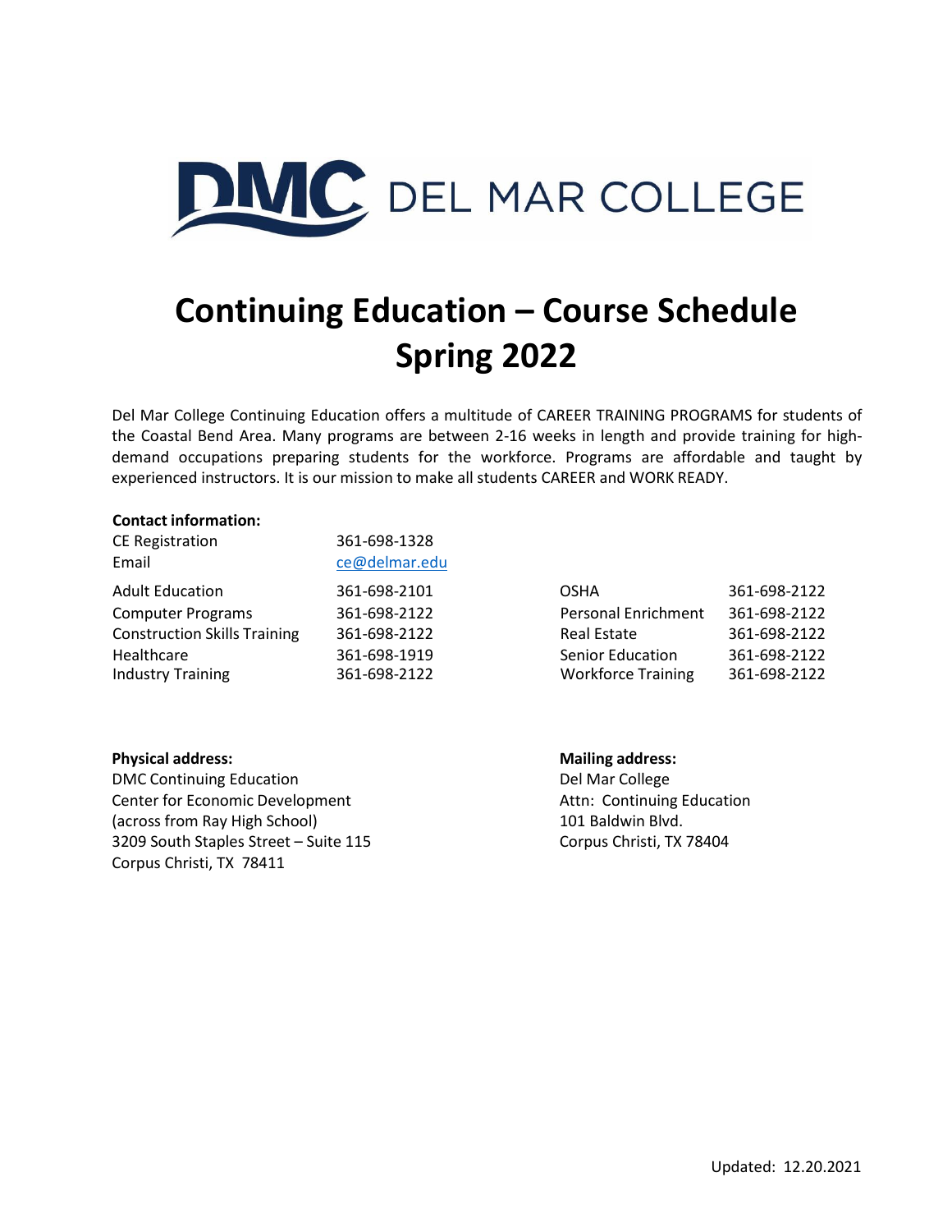DMC DEL MAR COLLEGE

# Continuing Education – Course Schedule Spring 2022

Del Mar College Continuing Education offers a multitude of CAREER TRAINING PROGRAMS for students of the Coastal Bend Area. Many programs are between 2-16 weeks in length and provide training for high-demand occupations preparing students for the workforce. Programs are affordable and taught by experienced instructors. It is our mission to make all students CAREER and WORK READY.

**Contact information:**

| | |
|---|---|
| CE Registration | 361-698-1328 |
| Email | ce@delmar.edu |

| | | | |
|---|---|---|---|
| Adult Education | 361-698-2101 | OSHA | 361-698-2122 |
| Computer Programs | 361-698-2122 | Personal Enrichment | 361-698-2122 |
| Construction Skills Training | 361-698-2122 | Real Estate | 361-698-2122 |
| Healthcare | 361-698-1919 | Senior Education | 361-698-2122 |
| Industry Training | 361-698-2122 | Workforce Training | 361-698-2122 |

**Physical address:**
DMC Continuing Education
Center for Economic Development
(across from Ray High School)
3209 South Staples Street – Suite 115
Corpus Christi, TX 78411

**Mailing address:**
Del Mar College
Attn: Continuing Education
101 Baldwin Blvd.
Corpus Christi, TX 78404

Updated: 12.20.2021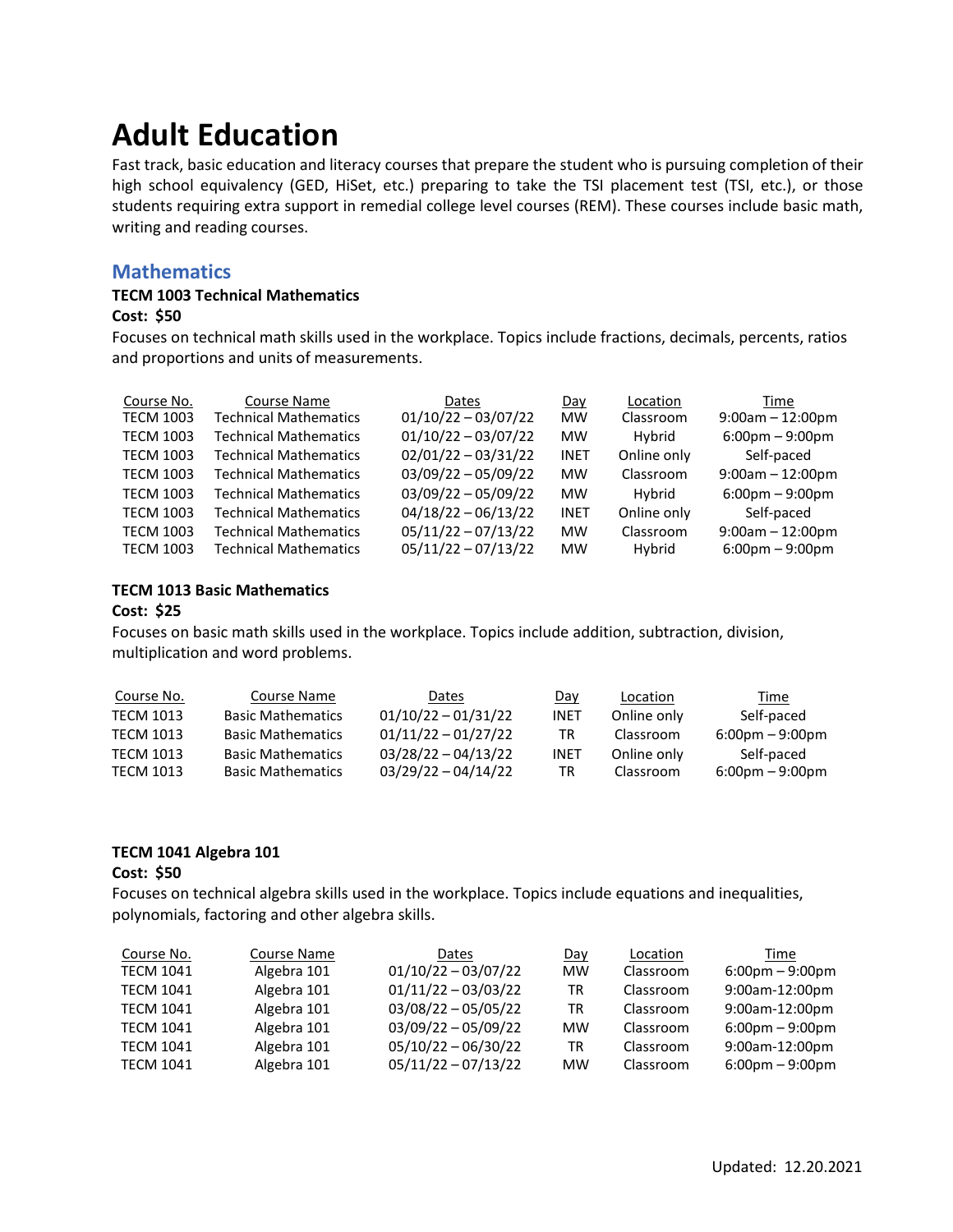# Adult Education

Fast track, basic education and literacy courses that prepare the student who is pursuing completion of their high school equivalency (GED, HiSet, etc.) preparing to take the TSI placement test (TSI, etc.), or those students requiring extra support in remedial college level courses (REM). These courses include basic math, writing and reading courses.

## Mathematics

**TECM 1003 Technical Mathematics**

**Cost: $50**

Focuses on technical math skills used in the workplace. Topics include fractions, decimals, percents, ratios and proportions and units of measurements.

| Course No. | Course Name | Dates | Day | Location | Time |
|---|---|---|---|---|---|
| TECM 1003 | Technical Mathematics | 01/10/22 – 03/07/22 | MW | Classroom | 9:00am – 12:00pm |
| TECM 1003 | Technical Mathematics | 01/10/22 – 03/07/22 | MW | Hybrid | 6:00pm – 9:00pm |
| TECM 1003 | Technical Mathematics | 02/01/22 – 03/31/22 | INET | Online only | Self-paced |
| TECM 1003 | Technical Mathematics | 03/09/22 – 05/09/22 | MW | Classroom | 9:00am – 12:00pm |
| TECM 1003 | Technical Mathematics | 03/09/22 – 05/09/22 | MW | Hybrid | 6:00pm – 9:00pm |
| TECM 1003 | Technical Mathematics | 04/18/22 – 06/13/22 | INET | Online only | Self-paced |
| TECM 1003 | Technical Mathematics | 05/11/22 – 07/13/22 | MW | Classroom | 9:00am – 12:00pm |
| TECM 1003 | Technical Mathematics | 05/11/22 – 07/13/22 | MW | Hybrid | 6:00pm – 9:00pm |

**TECM 1013 Basic Mathematics**

**Cost: $25**

Focuses on basic math skills used in the workplace. Topics include addition, subtraction, division, multiplication and word problems.

| Course No. | Course Name | Dates | Day | Location | Time |
|---|---|---|---|---|---|
| TECM 1013 | Basic Mathematics | 01/10/22 – 01/31/22 | INET | Online only | Self-paced |
| TECM 1013 | Basic Mathematics | 01/11/22 – 01/27/22 | TR | Classroom | 6:00pm – 9:00pm |
| TECM 1013 | Basic Mathematics | 03/28/22 – 04/13/22 | INET | Online only | Self-paced |
| TECM 1013 | Basic Mathematics | 03/29/22 – 04/14/22 | TR | Classroom | 6:00pm – 9:00pm |

**TECM 1041 Algebra 101**

**Cost: $50**

Focuses on technical algebra skills used in the workplace. Topics include equations and inequalities, polynomials, factoring and other algebra skills.

| Course No. | Course Name | Dates | Day | Location | Time |
|---|---|---|---|---|---|
| TECM 1041 | Algebra 101 | 01/10/22 – 03/07/22 | MW | Classroom | 6:00pm – 9:00pm |
| TECM 1041 | Algebra 101 | 01/11/22 – 03/03/22 | TR | Classroom | 9:00am-12:00pm |
| TECM 1041 | Algebra 101 | 03/08/22 – 05/05/22 | TR | Classroom | 9:00am-12:00pm |
| TECM 1041 | Algebra 101 | 03/09/22 – 05/09/22 | MW | Classroom | 6:00pm – 9:00pm |
| TECM 1041 | Algebra 101 | 05/10/22 – 06/30/22 | TR | Classroom | 9:00am-12:00pm |
| TECM 1041 | Algebra 101 | 05/11/22 – 07/13/22 | MW | Classroom | 6:00pm – 9:00pm |

Updated: 12.20.2021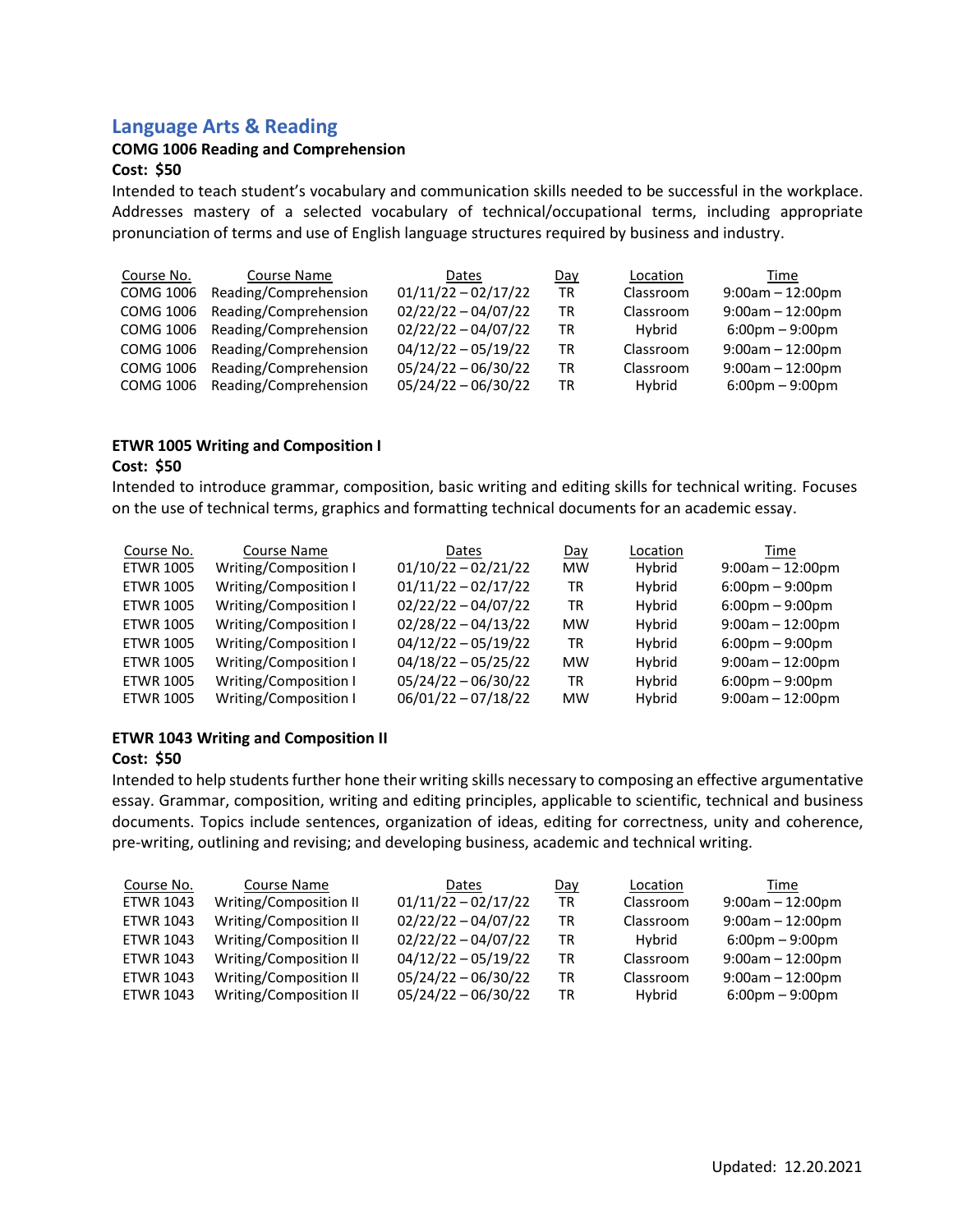## Language Arts & Reading

**COMG 1006 Reading and Comprehension**
**Cost: $50**

Intended to teach student's vocabulary and communication skills needed to be successful in the workplace. Addresses mastery of a selected vocabulary of technical/occupational terms, including appropriate pronunciation of terms and use of English language structures required by business and industry.

| Course No. | Course Name | Dates | Day | Location | Time |
|---|---|---|---|---|---|
| COMG 1006 | Reading/Comprehension | 01/11/22 – 02/17/22 | TR | Classroom | 9:00am – 12:00pm |
| COMG 1006 | Reading/Comprehension | 02/22/22 – 04/07/22 | TR | Classroom | 9:00am – 12:00pm |
| COMG 1006 | Reading/Comprehension | 02/22/22 – 04/07/22 | TR | Hybrid | 6:00pm – 9:00pm |
| COMG 1006 | Reading/Comprehension | 04/12/22 – 05/19/22 | TR | Classroom | 9:00am – 12:00pm |
| COMG 1006 | Reading/Comprehension | 05/24/22 – 06/30/22 | TR | Classroom | 9:00am – 12:00pm |
| COMG 1006 | Reading/Comprehension | 05/24/22 – 06/30/22 | TR | Hybrid | 6:00pm – 9:00pm |

**ETWR 1005 Writing and Composition I**
**Cost: $50**

Intended to introduce grammar, composition, basic writing and editing skills for technical writing. Focuses on the use of technical terms, graphics and formatting technical documents for an academic essay.

| Course No. | Course Name | Dates | Day | Location | Time |
|---|---|---|---|---|---|
| ETWR 1005 | Writing/Composition I | 01/10/22 – 02/21/22 | MW | Hybrid | 9:00am – 12:00pm |
| ETWR 1005 | Writing/Composition I | 01/11/22 – 02/17/22 | TR | Hybrid | 6:00pm – 9:00pm |
| ETWR 1005 | Writing/Composition I | 02/22/22 – 04/07/22 | TR | Hybrid | 6:00pm – 9:00pm |
| ETWR 1005 | Writing/Composition I | 02/28/22 – 04/13/22 | MW | Hybrid | 9:00am – 12:00pm |
| ETWR 1005 | Writing/Composition I | 04/12/22 – 05/19/22 | TR | Hybrid | 6:00pm – 9:00pm |
| ETWR 1005 | Writing/Composition I | 04/18/22 – 05/25/22 | MW | Hybrid | 9:00am – 12:00pm |
| ETWR 1005 | Writing/Composition I | 05/24/22 – 06/30/22 | TR | Hybrid | 6:00pm – 9:00pm |
| ETWR 1005 | Writing/Composition I | 06/01/22 – 07/18/22 | MW | Hybrid | 9:00am – 12:00pm |

**ETWR 1043 Writing and Composition II**
**Cost: $50**

Intended to help students further hone their writing skills necessary to composing an effective argumentative essay. Grammar, composition, writing and editing principles, applicable to scientific, technical and business documents. Topics include sentences, organization of ideas, editing for correctness, unity and coherence, pre-writing, outlining and revising; and developing business, academic and technical writing.

| Course No. | Course Name | Dates | Day | Location | Time |
|---|---|---|---|---|---|
| ETWR 1043 | Writing/Composition II | 01/11/22 – 02/17/22 | TR | Classroom | 9:00am – 12:00pm |
| ETWR 1043 | Writing/Composition II | 02/22/22 – 04/07/22 | TR | Classroom | 9:00am – 12:00pm |
| ETWR 1043 | Writing/Composition II | 02/22/22 – 04/07/22 | TR | Hybrid | 6:00pm – 9:00pm |
| ETWR 1043 | Writing/Composition II | 04/12/22 – 05/19/22 | TR | Classroom | 9:00am – 12:00pm |
| ETWR 1043 | Writing/Composition II | 05/24/22 – 06/30/22 | TR | Classroom | 9:00am – 12:00pm |
| ETWR 1043 | Writing/Composition II | 05/24/22 – 06/30/22 | TR | Hybrid | 6:00pm – 9:00pm |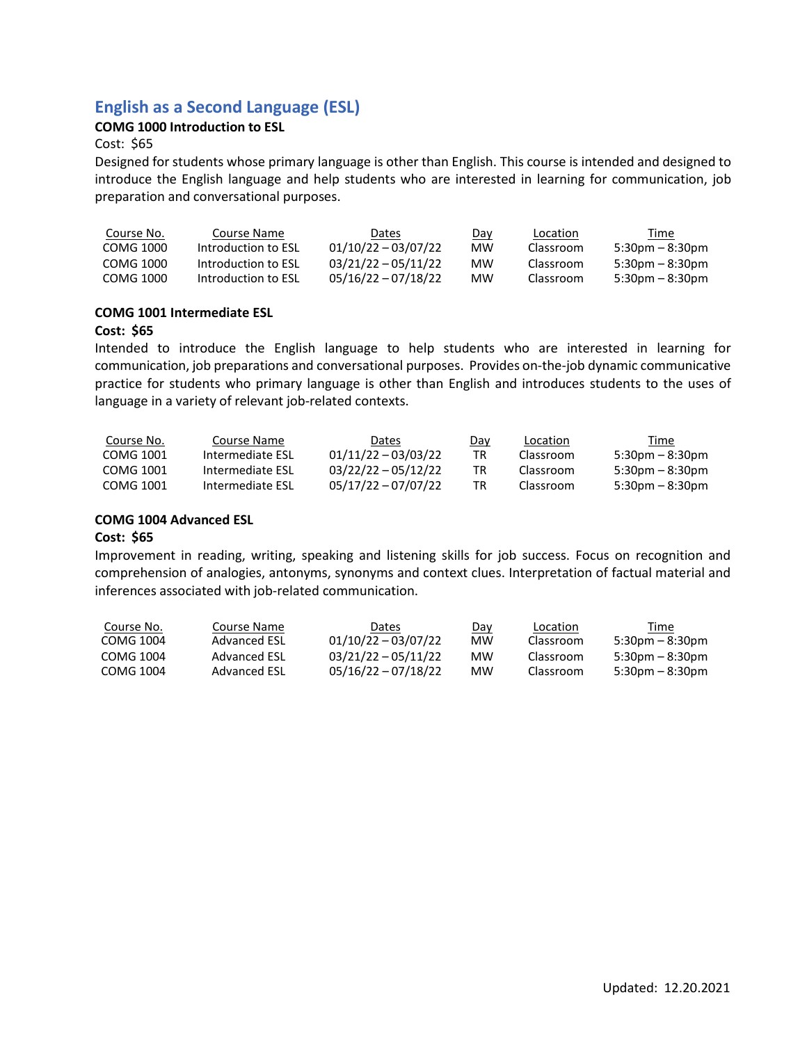## English as a Second Language (ESL)

**COMG 1000 Introduction to ESL**

Cost: $65

Designed for students whose primary language is other than English. This course is intended and designed to introduce the English language and help students who are interested in learning for communication, job preparation and conversational purposes.

| Course No. | Course Name | Dates | Day | Location | Time |
|---|---|---|---|---|---|
| COMG 1000 | Introduction to ESL | 01/10/22 – 03/07/22 | MW | Classroom | 5:30pm – 8:30pm |
| COMG 1000 | Introduction to ESL | 03/21/22 – 05/11/22 | MW | Classroom | 5:30pm – 8:30pm |
| COMG 1000 | Introduction to ESL | 05/16/22 – 07/18/22 | MW | Classroom | 5:30pm – 8:30pm |

**COMG 1001 Intermediate ESL**

**Cost: $65**

Intended to introduce the English language to help students who are interested in learning for communication, job preparations and conversational purposes. Provides on-the-job dynamic communicative practice for students who primary language is other than English and introduces students to the uses of language in a variety of relevant job-related contexts.

| Course No. | Course Name | Dates | Day | Location | Time |
|---|---|---|---|---|---|
| COMG 1001 | Intermediate ESL | 01/11/22 – 03/03/22 | TR | Classroom | 5:30pm – 8:30pm |
| COMG 1001 | Intermediate ESL | 03/22/22 – 05/12/22 | TR | Classroom | 5:30pm – 8:30pm |
| COMG 1001 | Intermediate ESL | 05/17/22 – 07/07/22 | TR | Classroom | 5:30pm – 8:30pm |

**COMG 1004 Advanced ESL**

**Cost: $65**

Improvement in reading, writing, speaking and listening skills for job success. Focus on recognition and comprehension of analogies, antonyms, synonyms and context clues. Interpretation of factual material and inferences associated with job-related communication.

| Course No. | Course Name | Dates | Day | Location | Time |
|---|---|---|---|---|---|
| COMG 1004 | Advanced ESL | 01/10/22 – 03/07/22 | MW | Classroom | 5:30pm – 8:30pm |
| COMG 1004 | Advanced ESL | 03/21/22 – 05/11/22 | MW | Classroom | 5:30pm – 8:30pm |
| COMG 1004 | Advanced ESL | 05/16/22 – 07/18/22 | MW | Classroom | 5:30pm – 8:30pm |

Updated: 12.20.2021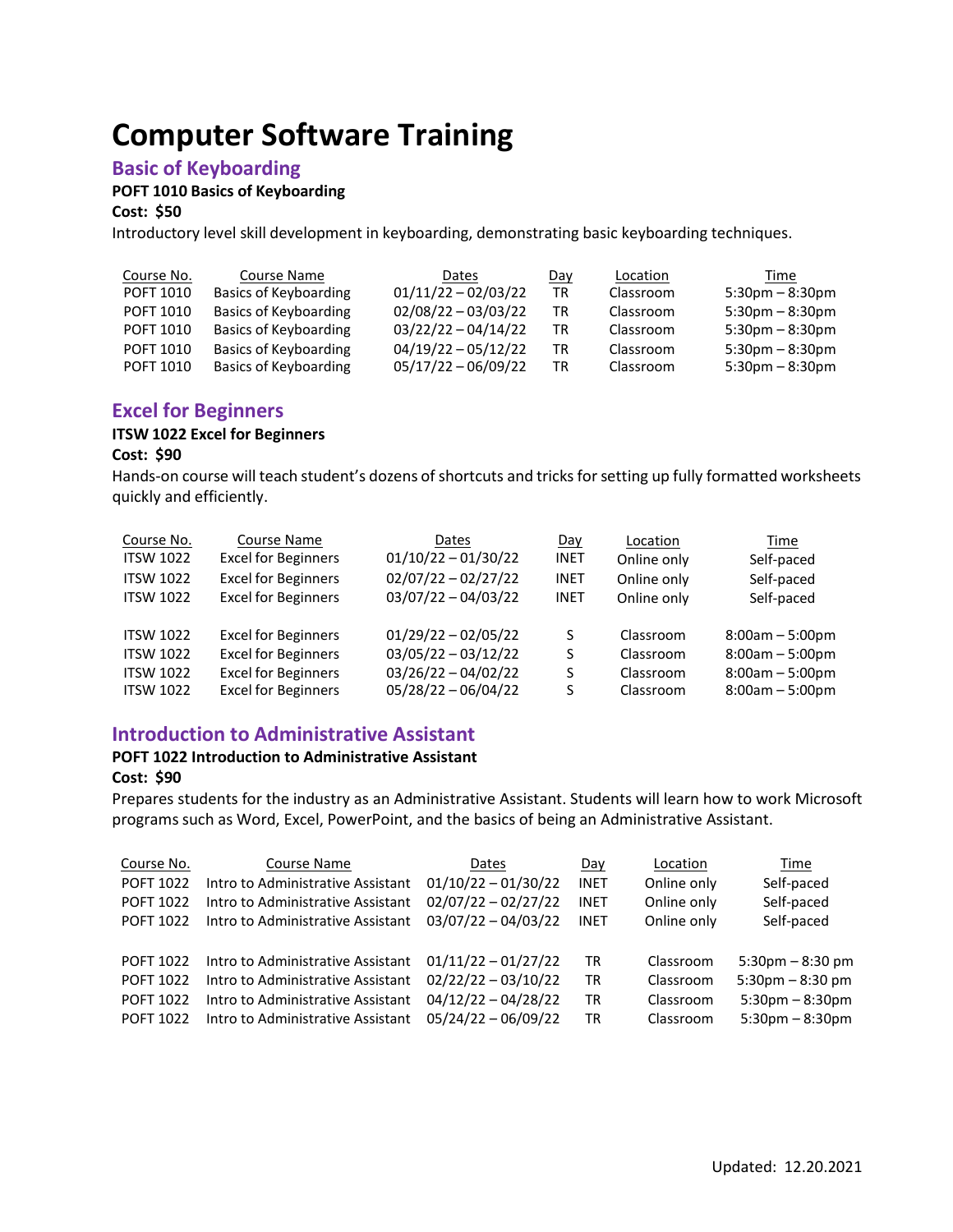# Computer Software Training

## Basic of Keyboarding

**POFT 1010 Basics of Keyboarding**

**Cost: $50**

Introductory level skill development in keyboarding, demonstrating basic keyboarding techniques.

| Course No. | Course Name | Dates | Day | Location | Time |
|---|---|---|---|---|---|
| POFT 1010 | Basics of Keyboarding | 01/11/22 – 02/03/22 | TR | Classroom | 5:30pm – 8:30pm |
| POFT 1010 | Basics of Keyboarding | 02/08/22 – 03/03/22 | TR | Classroom | 5:30pm – 8:30pm |
| POFT 1010 | Basics of Keyboarding | 03/22/22 – 04/14/22 | TR | Classroom | 5:30pm – 8:30pm |
| POFT 1010 | Basics of Keyboarding | 04/19/22 – 05/12/22 | TR | Classroom | 5:30pm – 8:30pm |
| POFT 1010 | Basics of Keyboarding | 05/17/22 – 06/09/22 | TR | Classroom | 5:30pm – 8:30pm |

## Excel for Beginners

**ITSW 1022 Excel for Beginners**

**Cost: $90**

Hands-on course will teach student's dozens of shortcuts and tricks for setting up fully formatted worksheets quickly and efficiently.

| Course No. | Course Name | Dates | Day | Location | Time |
|---|---|---|---|---|---|
| ITSW 1022 | Excel for Beginners | 01/10/22 – 01/30/22 | INET | Online only | Self-paced |
| ITSW 1022 | Excel for Beginners | 02/07/22 – 02/27/22 | INET | Online only | Self-paced |
| ITSW 1022 | Excel for Beginners | 03/07/22 – 04/03/22 | INET | Online only | Self-paced |
| ITSW 1022 | Excel for Beginners | 01/29/22 – 02/05/22 | S | Classroom | 8:00am – 5:00pm |
| ITSW 1022 | Excel for Beginners | 03/05/22 – 03/12/22 | S | Classroom | 8:00am – 5:00pm |
| ITSW 1022 | Excel for Beginners | 03/26/22 – 04/02/22 | S | Classroom | 8:00am – 5:00pm |
| ITSW 1022 | Excel for Beginners | 05/28/22 – 06/04/22 | S | Classroom | 8:00am – 5:00pm |

## Introduction to Administrative Assistant

**POFT 1022 Introduction to Administrative Assistant**

**Cost: $90**

Prepares students for the industry as an Administrative Assistant. Students will learn how to work Microsoft programs such as Word, Excel, PowerPoint, and the basics of being an Administrative Assistant.

| Course No. | Course Name | Dates | Day | Location | Time |
|---|---|---|---|---|---|
| POFT 1022 | Intro to Administrative Assistant | 01/10/22 – 01/30/22 | INET | Online only | Self-paced |
| POFT 1022 | Intro to Administrative Assistant | 02/07/22 – 02/27/22 | INET | Online only | Self-paced |
| POFT 1022 | Intro to Administrative Assistant | 03/07/22 – 04/03/22 | INET | Online only | Self-paced |
| POFT 1022 | Intro to Administrative Assistant | 01/11/22 – 01/27/22 | TR | Classroom | 5:30pm – 8:30 pm |
| POFT 1022 | Intro to Administrative Assistant | 02/22/22 – 03/10/22 | TR | Classroom | 5:30pm – 8:30 pm |
| POFT 1022 | Intro to Administrative Assistant | 04/12/22 – 04/28/22 | TR | Classroom | 5:30pm – 8:30pm |
| POFT 1022 | Intro to Administrative Assistant | 05/24/22 – 06/09/22 | TR | Classroom | 5:30pm – 8:30pm |

Updated: 12.20.2021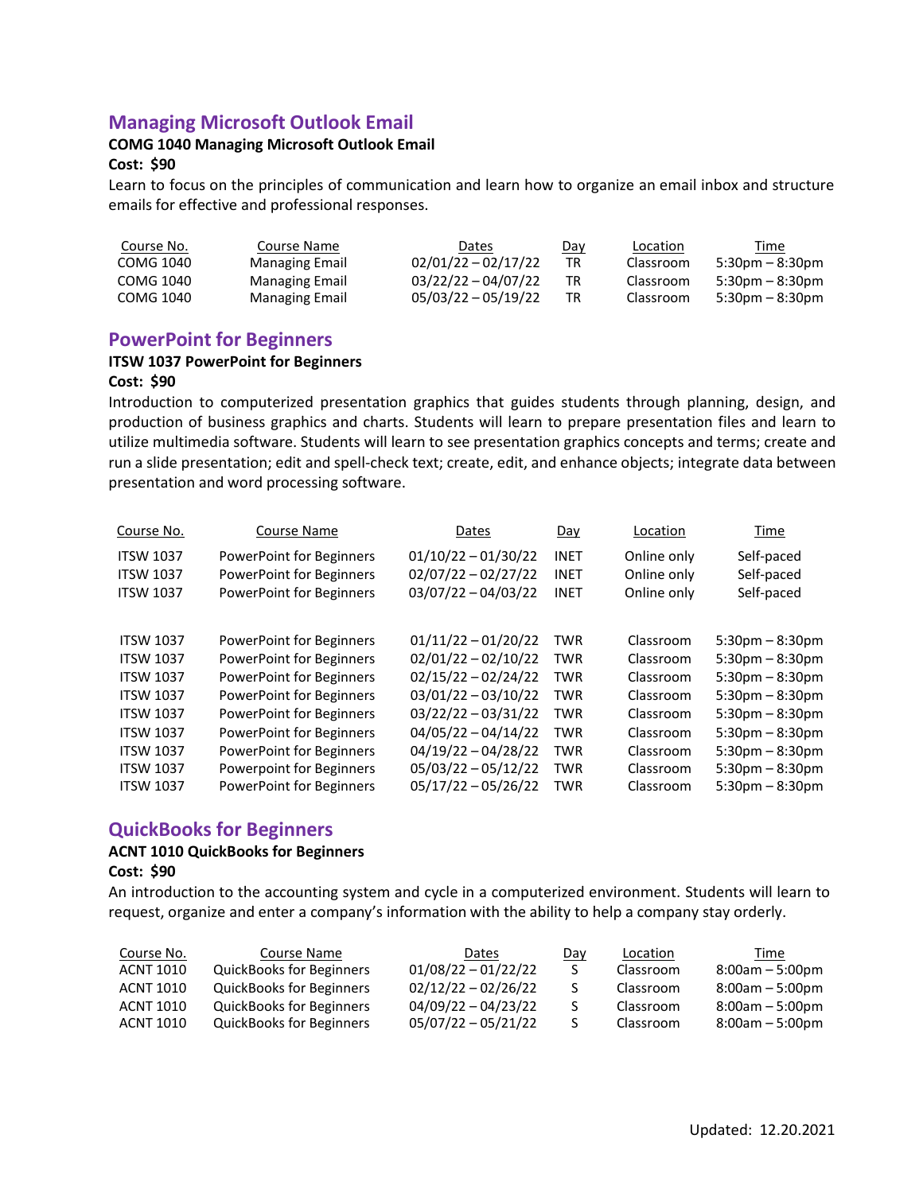## Managing Microsoft Outlook Email

**COMG 1040 Managing Microsoft Outlook Email**
**Cost: $90**

Learn to focus on the principles of communication and learn how to organize an email inbox and structure emails for effective and professional responses.

| Course No. | Course Name | Dates | Day | Location | Time |
|---|---|---|---|---|---|
| COMG 1040 | Managing Email | 02/01/22 – 02/17/22 | TR | Classroom | 5:30pm – 8:30pm |
| COMG 1040 | Managing Email | 03/22/22 – 04/07/22 | TR | Classroom | 5:30pm – 8:30pm |
| COMG 1040 | Managing Email | 05/03/22 – 05/19/22 | TR | Classroom | 5:30pm – 8:30pm |

## PowerPoint for Beginners

**ITSW 1037 PowerPoint for Beginners**
**Cost: $90**

Introduction to computerized presentation graphics that guides students through planning, design, and production of business graphics and charts. Students will learn to prepare presentation files and learn to utilize multimedia software. Students will learn to see presentation graphics concepts and terms; create and run a slide presentation; edit and spell-check text; create, edit, and enhance objects; integrate data between presentation and word processing software.

| Course No. | Course Name | Dates | Day | Location | Time |
|---|---|---|---|---|---|
| ITSW 1037 | PowerPoint for Beginners | 01/10/22 – 01/30/22 | INET | Online only | Self-paced |
| ITSW 1037 | PowerPoint for Beginners | 02/07/22 – 02/27/22 | INET | Online only | Self-paced |
| ITSW 1037 | PowerPoint for Beginners | 03/07/22 – 04/03/22 | INET | Online only | Self-paced |
| ITSW 1037 | PowerPoint for Beginners | 01/11/22 – 01/20/22 | TWR | Classroom | 5:30pm – 8:30pm |
| ITSW 1037 | PowerPoint for Beginners | 02/01/22 – 02/10/22 | TWR | Classroom | 5:30pm – 8:30pm |
| ITSW 1037 | PowerPoint for Beginners | 02/15/22 – 02/24/22 | TWR | Classroom | 5:30pm – 8:30pm |
| ITSW 1037 | PowerPoint for Beginners | 03/01/22 – 03/10/22 | TWR | Classroom | 5:30pm – 8:30pm |
| ITSW 1037 | PowerPoint for Beginners | 03/22/22 – 03/31/22 | TWR | Classroom | 5:30pm – 8:30pm |
| ITSW 1037 | PowerPoint for Beginners | 04/05/22 – 04/14/22 | TWR | Classroom | 5:30pm – 8:30pm |
| ITSW 1037 | PowerPoint for Beginners | 04/19/22 – 04/28/22 | TWR | Classroom | 5:30pm – 8:30pm |
| ITSW 1037 | Powerpoint for Beginners | 05/03/22 – 05/12/22 | TWR | Classroom | 5:30pm – 8:30pm |
| ITSW 1037 | PowerPoint for Beginners | 05/17/22 – 05/26/22 | TWR | Classroom | 5:30pm – 8:30pm |

## QuickBooks for Beginners

**ACNT 1010 QuickBooks for Beginners**
**Cost: $90**

An introduction to the accounting system and cycle in a computerized environment. Students will learn to request, organize and enter a company's information with the ability to help a company stay orderly.

| Course No. | Course Name | Dates | Day | Location | Time |
|---|---|---|---|---|---|
| ACNT 1010 | QuickBooks for Beginners | 01/08/22 – 01/22/22 | S | Classroom | 8:00am – 5:00pm |
| ACNT 1010 | QuickBooks for Beginners | 02/12/22 – 02/26/22 | S | Classroom | 8:00am – 5:00pm |
| ACNT 1010 | QuickBooks for Beginners | 04/09/22 – 04/23/22 | S | Classroom | 8:00am – 5:00pm |
| ACNT 1010 | QuickBooks for Beginners | 05/07/22 – 05/21/22 | S | Classroom | 8:00am – 5:00pm |

Updated: 12.20.2021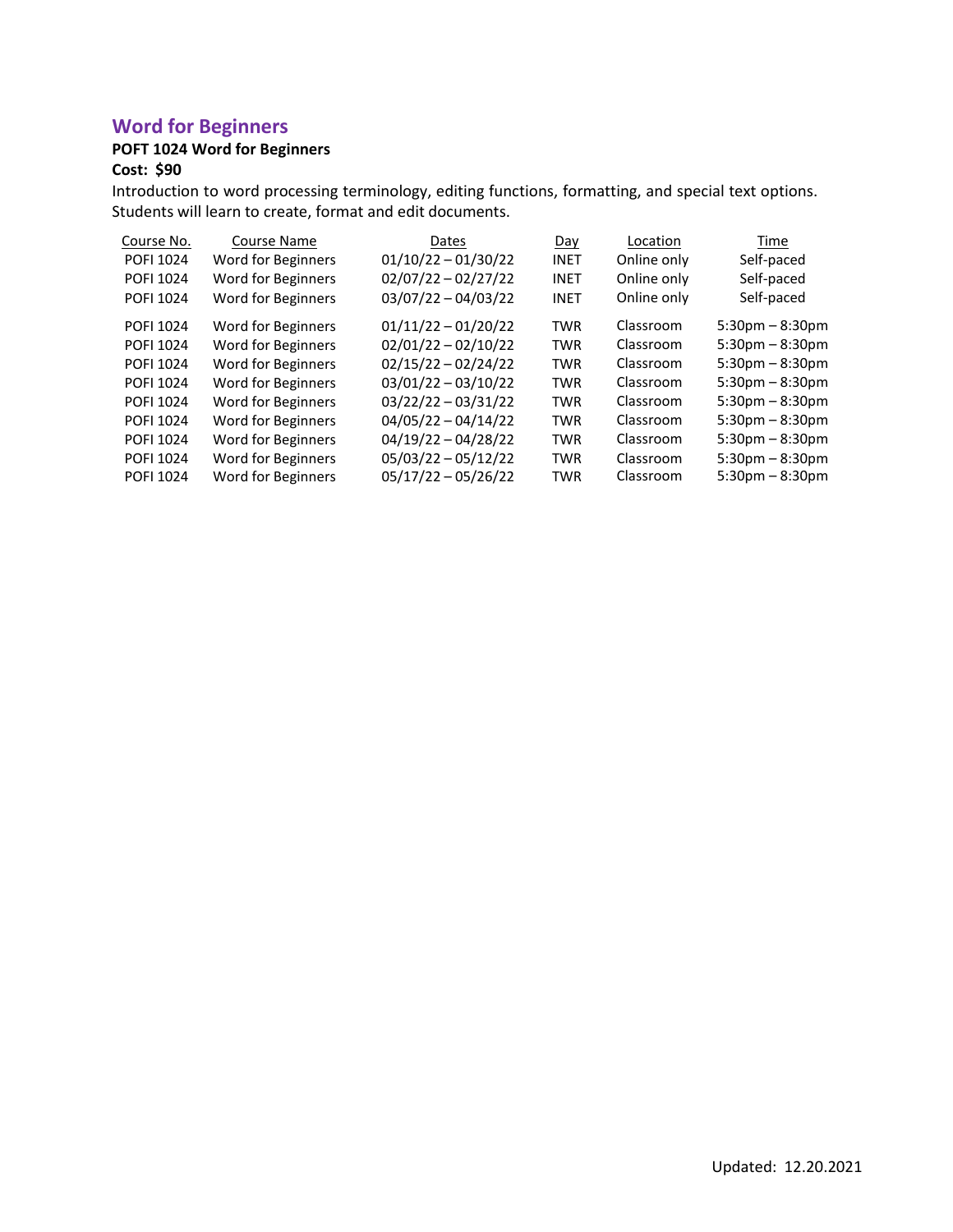## Word for Beginners

**POFT 1024 Word for Beginners**

**Cost: $90**

Introduction to word processing terminology, editing functions, formatting, and special text options. Students will learn to create, format and edit documents.

| Course No. | Course Name | Dates | Day | Location | Time |
|---|---|---|---|---|---|
| POFI 1024 | Word for Beginners | 01/10/22 – 01/30/22 | INET | Online only | Self-paced |
| POFI 1024 | Word for Beginners | 02/07/22 – 02/27/22 | INET | Online only | Self-paced |
| POFI 1024 | Word for Beginners | 03/07/22 – 04/03/22 | INET | Online only | Self-paced |
| POFI 1024 | Word for Beginners | 01/11/22 – 01/20/22 | TWR | Classroom | 5:30pm – 8:30pm |
| POFI 1024 | Word for Beginners | 02/01/22 – 02/10/22 | TWR | Classroom | 5:30pm – 8:30pm |
| POFI 1024 | Word for Beginners | 02/15/22 – 02/24/22 | TWR | Classroom | 5:30pm – 8:30pm |
| POFI 1024 | Word for Beginners | 03/01/22 – 03/10/22 | TWR | Classroom | 5:30pm – 8:30pm |
| POFI 1024 | Word for Beginners | 03/22/22 – 03/31/22 | TWR | Classroom | 5:30pm – 8:30pm |
| POFI 1024 | Word for Beginners | 04/05/22 – 04/14/22 | TWR | Classroom | 5:30pm – 8:30pm |
| POFI 1024 | Word for Beginners | 04/19/22 – 04/28/22 | TWR | Classroom | 5:30pm – 8:30pm |
| POFI 1024 | Word for Beginners | 05/03/22 – 05/12/22 | TWR | Classroom | 5:30pm – 8:30pm |
| POFI 1024 | Word for Beginners | 05/17/22 – 05/26/22 | TWR | Classroom | 5:30pm – 8:30pm |

Updated: 12.20.2021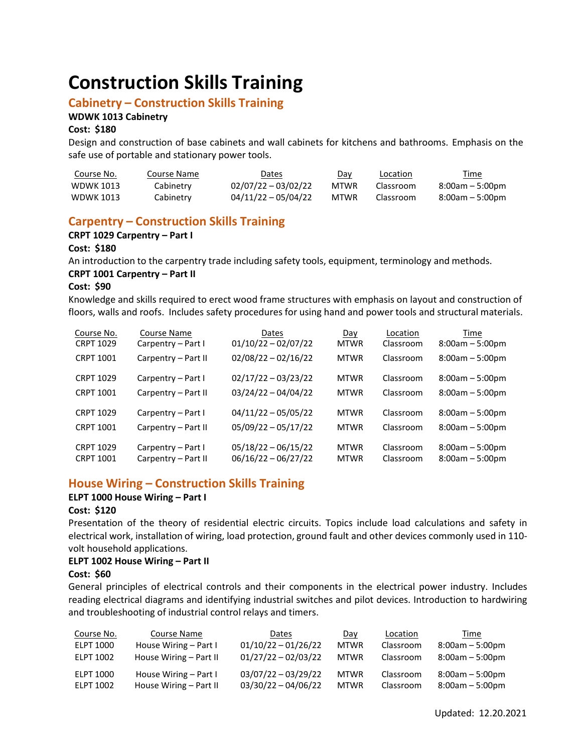# Construction Skills Training

## Cabinetry – Construction Skills Training

**WDWK 1013 Cabinetry**

**Cost: $180**

Design and construction of base cabinets and wall cabinets for kitchens and bathrooms. Emphasis on the safe use of portable and stationary power tools.

| Course No. | Course Name | Dates | Day | Location | Time |
|---|---|---|---|---|---|
| WDWK 1013 | Cabinetry | 02/07/22 – 03/02/22 | MTWR | Classroom | 8:00am – 5:00pm |
| WDWK 1013 | Cabinetry | 04/11/22 – 05/04/22 | MTWR | Classroom | 8:00am – 5:00pm |

## Carpentry – Construction Skills Training

**CRPT 1029 Carpentry – Part I**

**Cost: $180**

An introduction to the carpentry trade including safety tools, equipment, terminology and methods.

**CRPT 1001 Carpentry – Part II**

**Cost: $90**

Knowledge and skills required to erect wood frame structures with emphasis on layout and construction of floors, walls and roofs. Includes safety procedures for using hand and power tools and structural materials.

| Course No. | Course Name | Dates | Day | Location | Time |
|---|---|---|---|---|---|
| CRPT 1029 | Carpentry – Part I | 01/10/22 – 02/07/22 | MTWR | Classroom | 8:00am – 5:00pm |
| CRPT 1001 | Carpentry – Part II | 02/08/22 – 02/16/22 | MTWR | Classroom | 8:00am – 5:00pm |
| CRPT 1029 | Carpentry – Part I | 02/17/22 – 03/23/22 | MTWR | Classroom | 8:00am – 5:00pm |
| CRPT 1001 | Carpentry – Part II | 03/24/22 – 04/04/22 | MTWR | Classroom | 8:00am – 5:00pm |
| CRPT 1029 | Carpentry – Part I | 04/11/22 – 05/05/22 | MTWR | Classroom | 8:00am – 5:00pm |
| CRPT 1001 | Carpentry – Part II | 05/09/22 – 05/17/22 | MTWR | Classroom | 8:00am – 5:00pm |
| CRPT 1029 | Carpentry – Part I | 05/18/22 – 06/15/22 | MTWR | Classroom | 8:00am – 5:00pm |
| CRPT 1001 | Carpentry – Part II | 06/16/22 – 06/27/22 | MTWR | Classroom | 8:00am – 5:00pm |

## House Wiring – Construction Skills Training

**ELPT 1000 House Wiring – Part I**

**Cost: $120**

Presentation of the theory of residential electric circuits. Topics include load calculations and safety in electrical work, installation of wiring, load protection, ground fault and other devices commonly used in 110-volt household applications.

**ELPT 1002 House Wiring – Part II**

**Cost: $60**

General principles of electrical controls and their components in the electrical power industry. Includes reading electrical diagrams and identifying industrial switches and pilot devices. Introduction to hardwiring and troubleshooting of industrial control relays and timers.

| Course No. | Course Name | Dates | Day | Location | Time |
|---|---|---|---|---|---|
| ELPT 1000 | House Wiring – Part I | 01/10/22 – 01/26/22 | MTWR | Classroom | 8:00am – 5:00pm |
| ELPT 1002 | House Wiring – Part II | 01/27/22 – 02/03/22 | MTWR | Classroom | 8:00am – 5:00pm |
| ELPT 1000 | House Wiring – Part I | 03/07/22 – 03/29/22 | MTWR | Classroom | 8:00am – 5:00pm |
| ELPT 1002 | House Wiring – Part II | 03/30/22 – 04/06/22 | MTWR | Classroom | 8:00am – 5:00pm |

Updated: 12.20.2021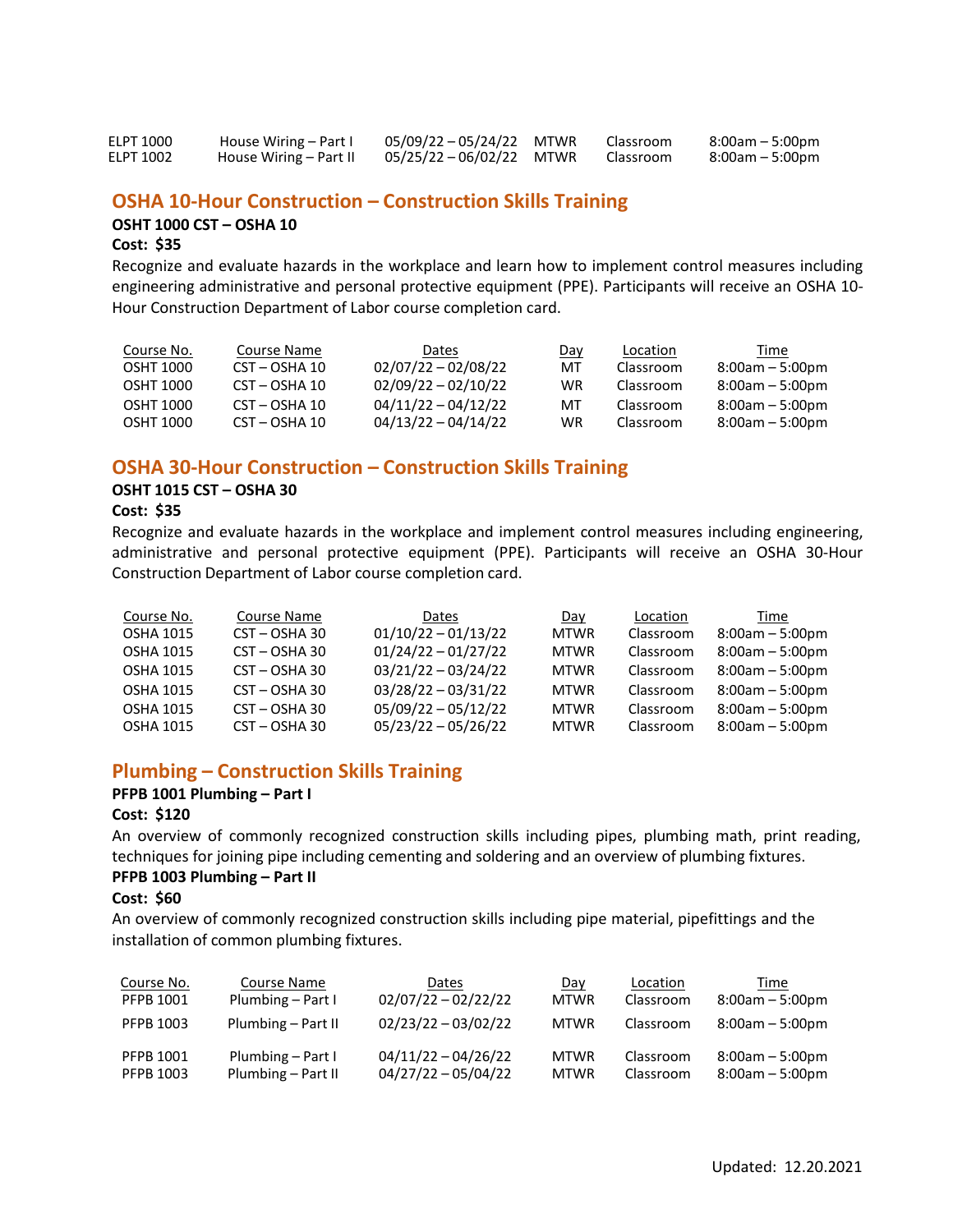| | | | | | |
|---|---|---|---|---|---|
| ELPT 1000 | House Wiring – Part I | 05/09/22 – 05/24/22 | MTWR | Classroom | 8:00am – 5:00pm |
| ELPT 1002 | House Wiring – Part II | 05/25/22 – 06/02/22 | MTWR | Classroom | 8:00am – 5:00pm |

## OSHA 10-Hour Construction – Construction Skills Training

**OSHT 1000 CST – OSHA 10**

**Cost: $35**

Recognize and evaluate hazards in the workplace and learn how to implement control measures including engineering administrative and personal protective equipment (PPE). Participants will receive an OSHA 10-Hour Construction Department of Labor course completion card.

| Course No. | Course Name | Dates | Day | Location | Time |
|---|---|---|---|---|---|
| OSHT 1000 | CST – OSHA 10 | 02/07/22 – 02/08/22 | MT | Classroom | 8:00am – 5:00pm |
| OSHT 1000 | CST – OSHA 10 | 02/09/22 – 02/10/22 | WR | Classroom | 8:00am – 5:00pm |
| OSHT 1000 | CST – OSHA 10 | 04/11/22 – 04/12/22 | MT | Classroom | 8:00am – 5:00pm |
| OSHT 1000 | CST – OSHA 10 | 04/13/22 – 04/14/22 | WR | Classroom | 8:00am – 5:00pm |

## OSHA 30-Hour Construction – Construction Skills Training

**OSHT 1015 CST – OSHA 30**

**Cost: $35**

Recognize and evaluate hazards in the workplace and implement control measures including engineering, administrative and personal protective equipment (PPE). Participants will receive an OSHA 30-Hour Construction Department of Labor course completion card.

| Course No. | Course Name | Dates | Day | Location | Time |
|---|---|---|---|---|---|
| OSHA 1015 | CST – OSHA 30 | 01/10/22 – 01/13/22 | MTWR | Classroom | 8:00am – 5:00pm |
| OSHA 1015 | CST – OSHA 30 | 01/24/22 – 01/27/22 | MTWR | Classroom | 8:00am – 5:00pm |
| OSHA 1015 | CST – OSHA 30 | 03/21/22 – 03/24/22 | MTWR | Classroom | 8:00am – 5:00pm |
| OSHA 1015 | CST – OSHA 30 | 03/28/22 – 03/31/22 | MTWR | Classroom | 8:00am – 5:00pm |
| OSHA 1015 | CST – OSHA 30 | 05/09/22 – 05/12/22 | MTWR | Classroom | 8:00am – 5:00pm |
| OSHA 1015 | CST – OSHA 30 | 05/23/22 – 05/26/22 | MTWR | Classroom | 8:00am – 5:00pm |

## Plumbing – Construction Skills Training

**PFPB 1001 Plumbing – Part I**

**Cost: $120**

An overview of commonly recognized construction skills including pipes, plumbing math, print reading, techniques for joining pipe including cementing and soldering and an overview of plumbing fixtures.

**PFPB 1003 Plumbing – Part II**

**Cost: $60**

An overview of commonly recognized construction skills including pipe material, pipefittings and the installation of common plumbing fixtures.

| Course No. | Course Name | Dates | Day | Location | Time |
|---|---|---|---|---|---|
| PFPB 1001 | Plumbing – Part I | 02/07/22 – 02/22/22 | MTWR | Classroom | 8:00am – 5:00pm |
| PFPB 1003 | Plumbing – Part II | 02/23/22 – 03/02/22 | MTWR | Classroom | 8:00am – 5:00pm |
| PFPB 1001 | Plumbing – Part I | 04/11/22 – 04/26/22 | MTWR | Classroom | 8:00am – 5:00pm |
| PFPB 1003 | Plumbing – Part II | 04/27/22 – 05/04/22 | MTWR | Classroom | 8:00am – 5:00pm |

Updated: 12.20.2021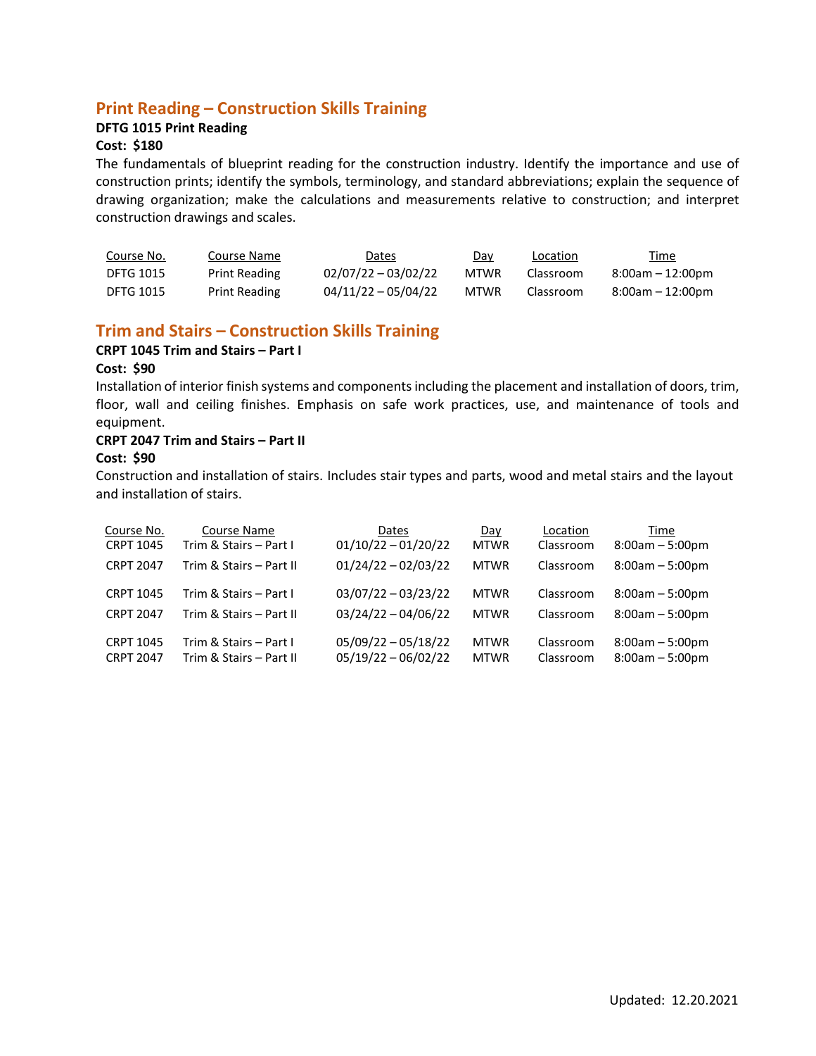## Print Reading – Construction Skills Training

**DFTG 1015 Print Reading**

**Cost: $180**

The fundamentals of blueprint reading for the construction industry. Identify the importance and use of construction prints; identify the symbols, terminology, and standard abbreviations; explain the sequence of drawing organization; make the calculations and measurements relative to construction; and interpret construction drawings and scales.

| Course No. | Course Name | Dates | Day | Location | Time |
|---|---|---|---|---|---|
| DFTG 1015 | Print Reading | 02/07/22 – 03/02/22 | MTWR | Classroom | 8:00am – 12:00pm |
| DFTG 1015 | Print Reading | 04/11/22 – 05/04/22 | MTWR | Classroom | 8:00am – 12:00pm |

## Trim and Stairs – Construction Skills Training

**CRPT 1045 Trim and Stairs – Part I**

**Cost: $90**

Installation of interior finish systems and components including the placement and installation of doors, trim, floor, wall and ceiling finishes. Emphasis on safe work practices, use, and maintenance of tools and equipment.

**CRPT 2047 Trim and Stairs – Part II**

**Cost: $90**

Construction and installation of stairs. Includes stair types and parts, wood and metal stairs and the layout and installation of stairs.

| Course No. | Course Name | Dates | Day | Location | Time |
|---|---|---|---|---|---|
| CRPT 1045 | Trim & Stairs – Part I | 01/10/22 – 01/20/22 | MTWR | Classroom | 8:00am – 5:00pm |
| CRPT 2047 | Trim & Stairs – Part II | 01/24/22 – 02/03/22 | MTWR | Classroom | 8:00am – 5:00pm |
| CRPT 1045 | Trim & Stairs – Part I | 03/07/22 – 03/23/22 | MTWR | Classroom | 8:00am – 5:00pm |
| CRPT 2047 | Trim & Stairs – Part II | 03/24/22 – 04/06/22 | MTWR | Classroom | 8:00am – 5:00pm |
| CRPT 1045 | Trim & Stairs – Part I | 05/09/22 – 05/18/22 | MTWR | Classroom | 8:00am – 5:00pm |
| CRPT 2047 | Trim & Stairs – Part II | 05/19/22 – 06/02/22 | MTWR | Classroom | 8:00am – 5:00pm |

Updated: 12.20.2021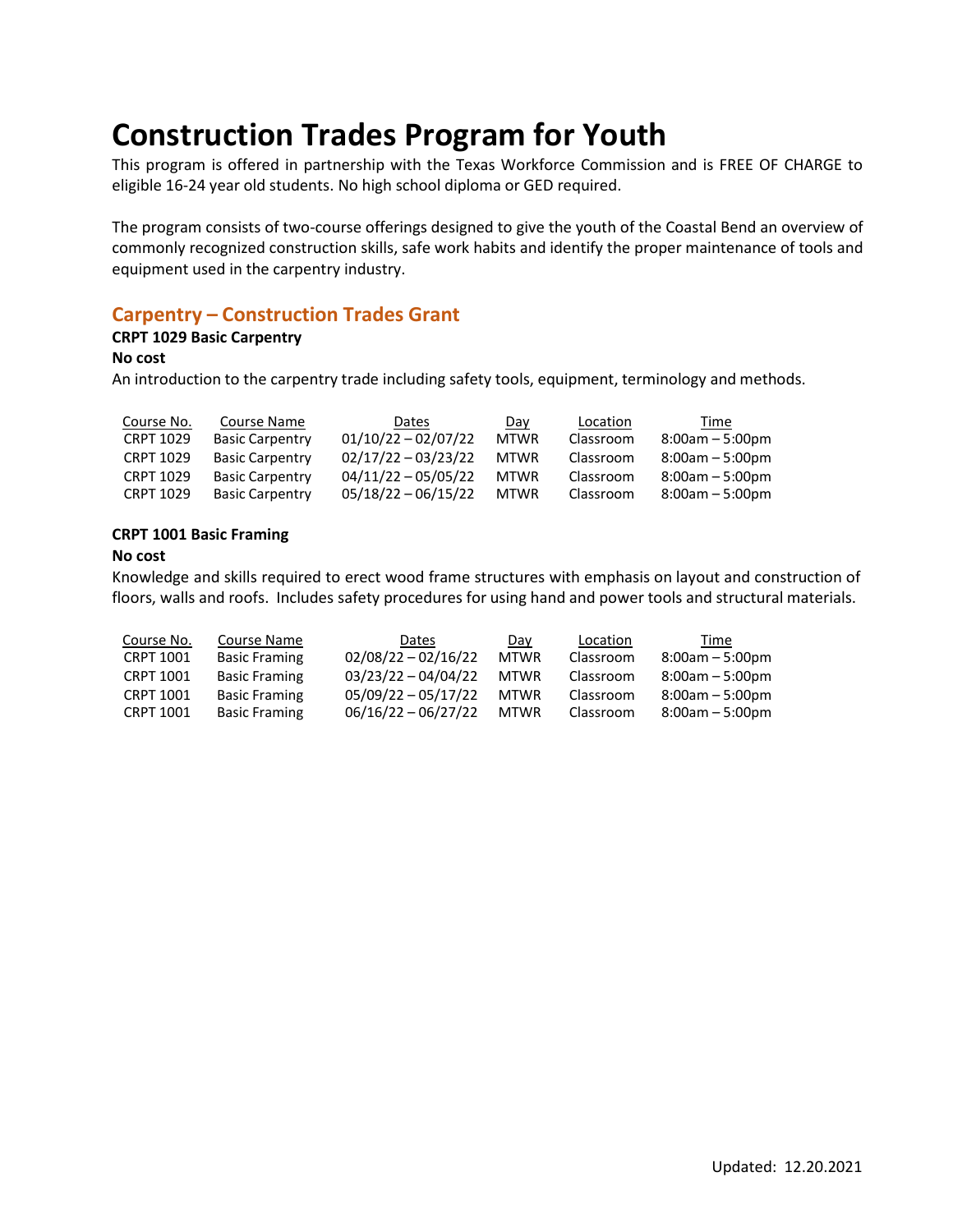# Construction Trades Program for Youth

This program is offered in partnership with the Texas Workforce Commission and is FREE OF CHARGE to eligible 16-24 year old students. No high school diploma or GED required.

The program consists of two-course offerings designed to give the youth of the Coastal Bend an overview of commonly recognized construction skills, safe work habits and identify the proper maintenance of tools and equipment used in the carpentry industry.

## Carpentry – Construction Trades Grant

**CRPT 1029 Basic Carpentry**

**No cost**

An introduction to the carpentry trade including safety tools, equipment, terminology and methods.

| Course No. | Course Name | Dates | Day | Location | Time |
|---|---|---|---|---|---|
| CRPT 1029 | Basic Carpentry | 01/10/22 – 02/07/22 | MTWR | Classroom | 8:00am – 5:00pm |
| CRPT 1029 | Basic Carpentry | 02/17/22 – 03/23/22 | MTWR | Classroom | 8:00am – 5:00pm |
| CRPT 1029 | Basic Carpentry | 04/11/22 – 05/05/22 | MTWR | Classroom | 8:00am – 5:00pm |
| CRPT 1029 | Basic Carpentry | 05/18/22 – 06/15/22 | MTWR | Classroom | 8:00am – 5:00pm |

**CRPT 1001 Basic Framing**

**No cost**

Knowledge and skills required to erect wood frame structures with emphasis on layout and construction of floors, walls and roofs. Includes safety procedures for using hand and power tools and structural materials.

| Course No. | Course Name | Dates | Day | Location | Time |
|---|---|---|---|---|---|
| CRPT 1001 | Basic Framing | 02/08/22 – 02/16/22 | MTWR | Classroom | 8:00am – 5:00pm |
| CRPT 1001 | Basic Framing | 03/23/22 – 04/04/22 | MTWR | Classroom | 8:00am – 5:00pm |
| CRPT 1001 | Basic Framing | 05/09/22 – 05/17/22 | MTWR | Classroom | 8:00am – 5:00pm |
| CRPT 1001 | Basic Framing | 06/16/22 – 06/27/22 | MTWR | Classroom | 8:00am – 5:00pm |

Updated: 12.20.2021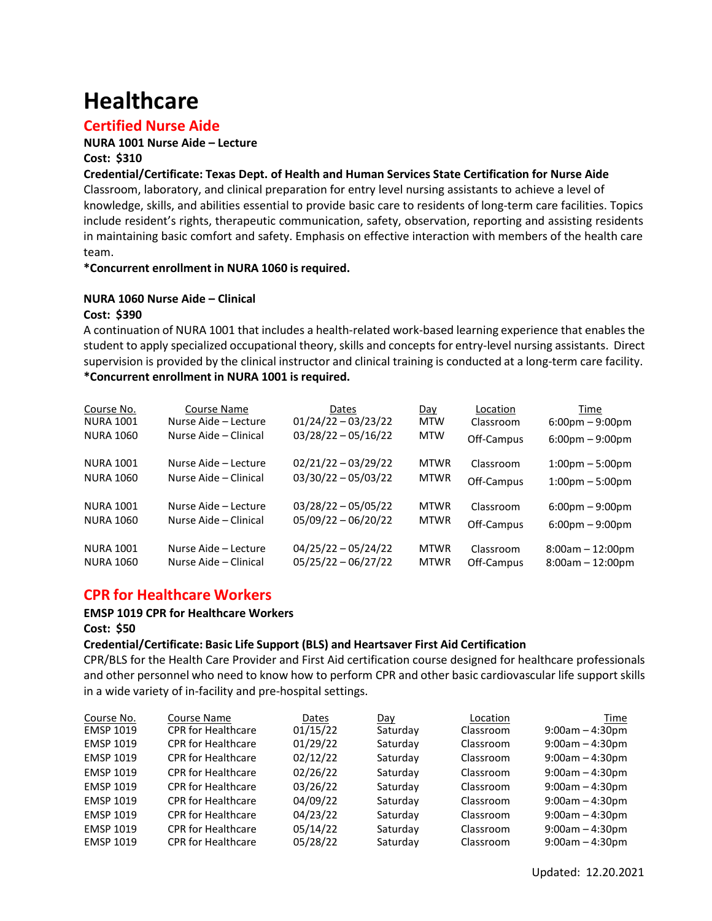# Healthcare

## Certified Nurse Aide

**NURA 1001 Nurse Aide – Lecture**

**Cost: $310**

**Credential/Certificate: Texas Dept. of Health and Human Services State Certification for Nurse Aide**

Classroom, laboratory, and clinical preparation for entry level nursing assistants to achieve a level of knowledge, skills, and abilities essential to provide basic care to residents of long-term care facilities. Topics include resident's rights, therapeutic communication, safety, observation, reporting and assisting residents in maintaining basic comfort and safety. Emphasis on effective interaction with members of the health care team.

***Concurrent enrollment in NURA 1060 is required.**

**NURA 1060 Nurse Aide – Clinical**

**Cost: $390**

A continuation of NURA 1001 that includes a health-related work-based learning experience that enables the student to apply specialized occupational theory, skills and concepts for entry-level nursing assistants. Direct supervision is provided by the clinical instructor and clinical training is conducted at a long-term care facility.

***Concurrent enrollment in NURA 1001 is required.**

| Course No. | Course Name | Dates | Day | Location | Time |
|---|---|---|---|---|---|
| NURA 1001 | Nurse Aide – Lecture | 01/24/22 – 03/23/22 | MTW | Classroom | 6:00pm – 9:00pm |
| NURA 1060 | Nurse Aide – Clinical | 03/28/22 – 05/16/22 | MTW | Off-Campus | 6:00pm – 9:00pm |
| NURA 1001 | Nurse Aide – Lecture | 02/21/22 – 03/29/22 | MTWR | Classroom | 1:00pm – 5:00pm |
| NURA 1060 | Nurse Aide – Clinical | 03/30/22 – 05/03/22 | MTWR | Off-Campus | 1:00pm – 5:00pm |
| NURA 1001 | Nurse Aide – Lecture | 03/28/22 – 05/05/22 | MTWR | Classroom | 6:00pm – 9:00pm |
| NURA 1060 | Nurse Aide – Clinical | 05/09/22 – 06/20/22 | MTWR | Off-Campus | 6:00pm – 9:00pm |
| NURA 1001 | Nurse Aide – Lecture | 04/25/22 – 05/24/22 | MTWR | Classroom | 8:00am – 12:00pm |
| NURA 1060 | Nurse Aide – Clinical | 05/25/22 – 06/27/22 | MTWR | Off-Campus | 8:00am – 12:00pm |

## CPR for Healthcare Workers

**EMSP 1019 CPR for Healthcare Workers**

**Cost: $50**

**Credential/Certificate: Basic Life Support (BLS) and Heartsaver First Aid Certification**

CPR/BLS for the Health Care Provider and First Aid certification course designed for healthcare professionals and other personnel who need to know how to perform CPR and other basic cardiovascular life support skills in a wide variety of in-facility and pre-hospital settings.

| Course No. | Course Name | Dates | Day | Location | Time |
|---|---|---|---|---|---|
| EMSP 1019 | CPR for Healthcare | 01/15/22 | Saturday | Classroom | 9:00am – 4:30pm |
| EMSP 1019 | CPR for Healthcare | 01/29/22 | Saturday | Classroom | 9:00am – 4:30pm |
| EMSP 1019 | CPR for Healthcare | 02/12/22 | Saturday | Classroom | 9:00am – 4:30pm |
| EMSP 1019 | CPR for Healthcare | 02/26/22 | Saturday | Classroom | 9:00am – 4:30pm |
| EMSP 1019 | CPR for Healthcare | 03/26/22 | Saturday | Classroom | 9:00am – 4:30pm |
| EMSP 1019 | CPR for Healthcare | 04/09/22 | Saturday | Classroom | 9:00am – 4:30pm |
| EMSP 1019 | CPR for Healthcare | 04/23/22 | Saturday | Classroom | 9:00am – 4:30pm |
| EMSP 1019 | CPR for Healthcare | 05/14/22 | Saturday | Classroom | 9:00am – 4:30pm |
| EMSP 1019 | CPR for Healthcare | 05/28/22 | Saturday | Classroom | 9:00am – 4:30pm |

Updated: 12.20.2021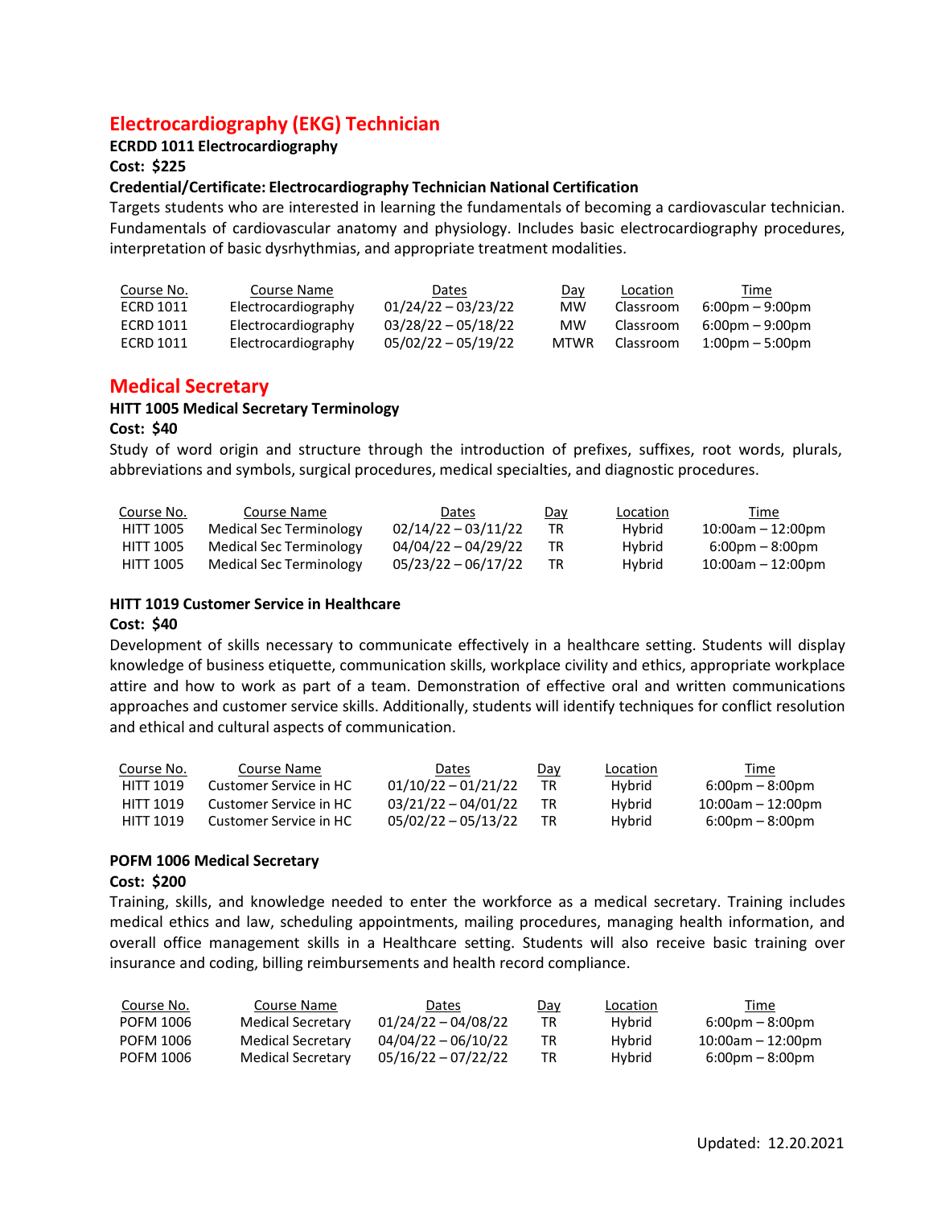## Electrocardiography (EKG) Technician

**ECRDD 1011 Electrocardiography**

**Cost: $225**

**Credential/Certificate: Electrocardiography Technician National Certification**

Targets students who are interested in learning the fundamentals of becoming a cardiovascular technician. Fundamentals of cardiovascular anatomy and physiology. Includes basic electrocardiography procedures, interpretation of basic dysrhythmias, and appropriate treatment modalities.

| Course No. | Course Name | Dates | Day | Location | Time |
|---|---|---|---|---|---|
| ECRD 1011 | Electrocardiography | 01/24/22 – 03/23/22 | MW | Classroom | 6:00pm – 9:00pm |
| ECRD 1011 | Electrocardiography | 03/28/22 – 05/18/22 | MW | Classroom | 6:00pm – 9:00pm |
| ECRD 1011 | Electrocardiography | 05/02/22 – 05/19/22 | MTWR | Classroom | 1:00pm – 5:00pm |

## Medical Secretary

**HITT 1005 Medical Secretary Terminology**

**Cost: $40**

Study of word origin and structure through the introduction of prefixes, suffixes, root words, plurals, abbreviations and symbols, surgical procedures, medical specialties, and diagnostic procedures.

| Course No. | Course Name | Dates | Day | Location | Time |
|---|---|---|---|---|---|
| HITT 1005 | Medical Sec Terminology | 02/14/22 – 03/11/22 | TR | Hybrid | 10:00am – 12:00pm |
| HITT 1005 | Medical Sec Terminology | 04/04/22 – 04/29/22 | TR | Hybrid | 6:00pm – 8:00pm |
| HITT 1005 | Medical Sec Terminology | 05/23/22 – 06/17/22 | TR | Hybrid | 10:00am – 12:00pm |

**HITT 1019 Customer Service in Healthcare**

**Cost: $40**

Development of skills necessary to communicate effectively in a healthcare setting. Students will display knowledge of business etiquette, communication skills, workplace civility and ethics, appropriate workplace attire and how to work as part of a team. Demonstration of effective oral and written communications approaches and customer service skills. Additionally, students will identify techniques for conflict resolution and ethical and cultural aspects of communication.

| Course No. | Course Name | Dates | Day | Location | Time |
|---|---|---|---|---|---|
| HITT 1019 | Customer Service in HC | 01/10/22 – 01/21/22 | TR | Hybrid | 6:00pm – 8:00pm |
| HITT 1019 | Customer Service in HC | 03/21/22 – 04/01/22 | TR | Hybrid | 10:00am – 12:00pm |
| HITT 1019 | Customer Service in HC | 05/02/22 – 05/13/22 | TR | Hybrid | 6:00pm – 8:00pm |

**POFM 1006 Medical Secretary**

**Cost: $200**

Training, skills, and knowledge needed to enter the workforce as a medical secretary. Training includes medical ethics and law, scheduling appointments, mailing procedures, managing health information, and overall office management skills in a Healthcare setting. Students will also receive basic training over insurance and coding, billing reimbursements and health record compliance.

| Course No. | Course Name | Dates | Day | Location | Time |
|---|---|---|---|---|---|
| POFM 1006 | Medical Secretary | 01/24/22 – 04/08/22 | TR | Hybrid | 6:00pm – 8:00pm |
| POFM 1006 | Medical Secretary | 04/04/22 – 06/10/22 | TR | Hybrid | 10:00am – 12:00pm |
| POFM 1006 | Medical Secretary | 05/16/22 – 07/22/22 | TR | Hybrid | 6:00pm – 8:00pm |

Updated: 12.20.2021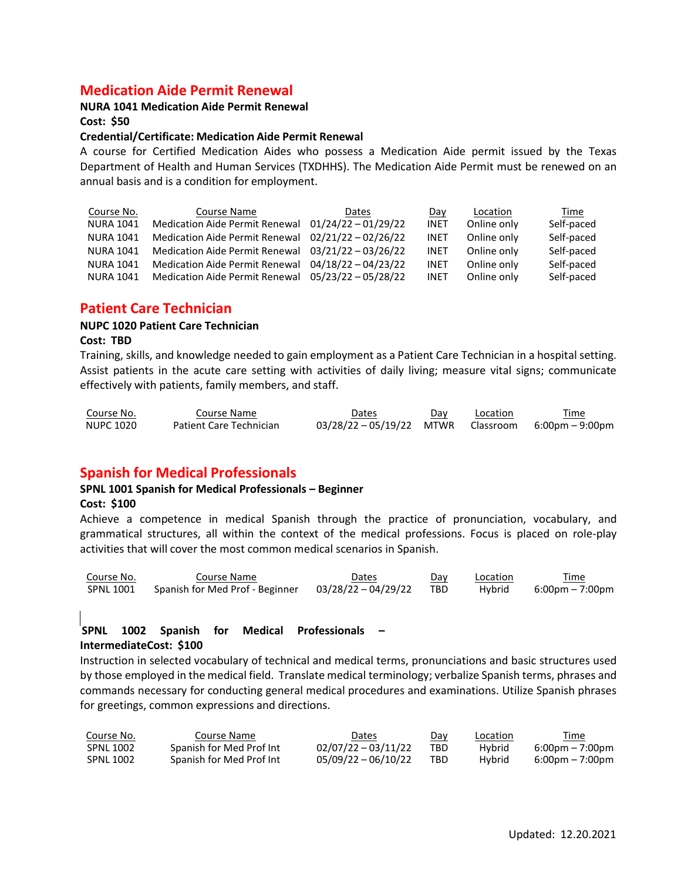## Medication Aide Permit Renewal

**NURA 1041 Medication Aide Permit Renewal**

**Cost: $50**

**Credential/Certificate: Medication Aide Permit Renewal**

A course for Certified Medication Aides who possess a Medication Aide permit issued by the Texas Department of Health and Human Services (TXDHHS). The Medication Aide Permit must be renewed on an annual basis and is a condition for employment.

| Course No. | Course Name | Dates | Day | Location | Time |
|---|---|---|---|---|---|
| NURA 1041 | Medication Aide Permit Renewal | 01/24/22 – 01/29/22 | INET | Online only | Self-paced |
| NURA 1041 | Medication Aide Permit Renewal | 02/21/22 – 02/26/22 | INET | Online only | Self-paced |
| NURA 1041 | Medication Aide Permit Renewal | 03/21/22 – 03/26/22 | INET | Online only | Self-paced |
| NURA 1041 | Medication Aide Permit Renewal | 04/18/22 – 04/23/22 | INET | Online only | Self-paced |
| NURA 1041 | Medication Aide Permit Renewal | 05/23/22 – 05/28/22 | INET | Online only | Self-paced |

## Patient Care Technician

**NUPC 1020 Patient Care Technician**

**Cost: TBD**

Training, skills, and knowledge needed to gain employment as a Patient Care Technician in a hospital setting. Assist patients in the acute care setting with activities of daily living; measure vital signs; communicate effectively with patients, family members, and staff.

| Course No. | Course Name | Dates | Day | Location | Time |
|---|---|---|---|---|---|
| NUPC 1020 | Patient Care Technician | 03/28/22 – 05/19/22 | MTWR | Classroom | 6:00pm – 9:00pm |

## Spanish for Medical Professionals

**SPNL 1001 Spanish for Medical Professionals – Beginner**

**Cost: $100**

Achieve a competence in medical Spanish through the practice of pronunciation, vocabulary, and grammatical structures, all within the context of the medical professions. Focus is placed on role-play activities that will cover the most common medical scenarios in Spanish.

| Course No. | Course Name | Dates | Day | Location | Time |
|---|---|---|---|---|---|
| SPNL 1001 | Spanish for Med Prof - Beginner | 03/28/22 – 04/29/22 | TBD | Hybrid | 6:00pm – 7:00pm |

**SPNL 1002 Spanish for Medical Professionals – IntermediateCost: $100**

Instruction in selected vocabulary of technical and medical terms, pronunciations and basic structures used by those employed in the medical field. Translate medical terminology; verbalize Spanish terms, phrases and commands necessary for conducting general medical procedures and examinations. Utilize Spanish phrases for greetings, common expressions and directions.

| Course No. | Course Name | Dates | Day | Location | Time |
|---|---|---|---|---|---|
| SPNL 1002 | Spanish for Med Prof Int | 02/07/22 – 03/11/22 | TBD | Hybrid | 6:00pm – 7:00pm |
| SPNL 1002 | Spanish for Med Prof Int | 05/09/22 – 06/10/22 | TBD | Hybrid | 6:00pm – 7:00pm |

Updated: 12.20.2021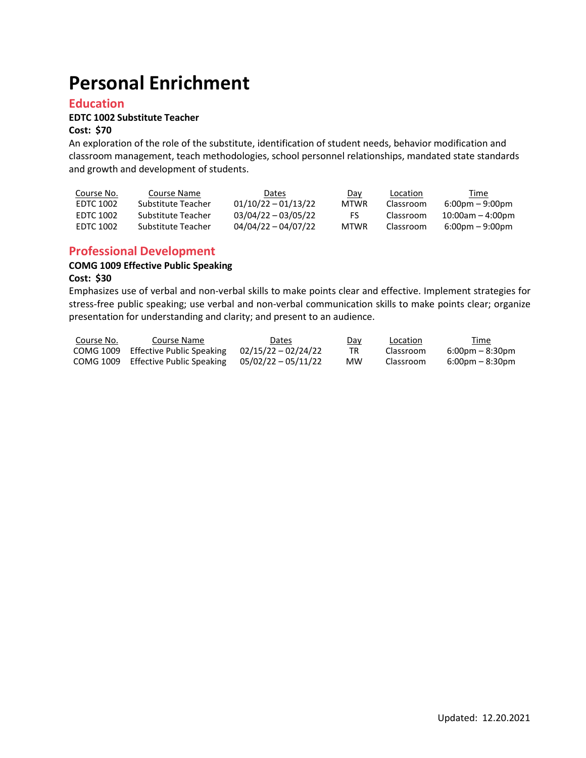# Personal Enrichment

## Education

**EDTC 1002 Substitute Teacher**

**Cost: $70**

An exploration of the role of the substitute, identification of student needs, behavior modification and classroom management, teach methodologies, school personnel relationships, mandated state standards and growth and development of students.

| Course No. | Course Name | Dates | Day | Location | Time |
|---|---|---|---|---|---|
| EDTC 1002 | Substitute Teacher | 01/10/22 – 01/13/22 | MTWR | Classroom | 6:00pm – 9:00pm |
| EDTC 1002 | Substitute Teacher | 03/04/22 – 03/05/22 | FS | Classroom | 10:00am – 4:00pm |
| EDTC 1002 | Substitute Teacher | 04/04/22 – 04/07/22 | MTWR | Classroom | 6:00pm – 9:00pm |

## Professional Development

**COMG 1009 Effective Public Speaking**

**Cost: $30**

Emphasizes use of verbal and non-verbal skills to make points clear and effective. Implement strategies for stress-free public speaking; use verbal and non-verbal communication skills to make points clear; organize presentation for understanding and clarity; and present to an audience.

| Course No. | Course Name | Dates | Day | Location | Time |
|---|---|---|---|---|---|
| COMG 1009 | Effective Public Speaking | 02/15/22 – 02/24/22 | TR | Classroom | 6:00pm – 8:30pm |
| COMG 1009 | Effective Public Speaking | 05/02/22 – 05/11/22 | MW | Classroom | 6:00pm – 8:30pm |

Updated: 12.20.2021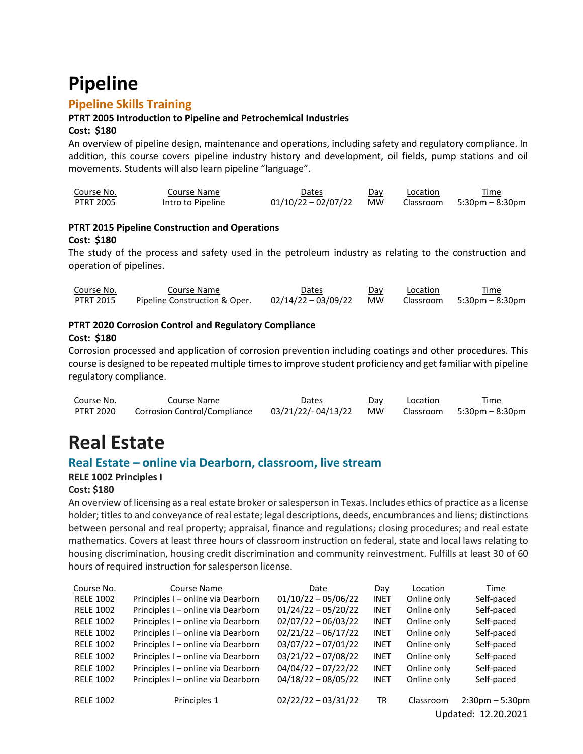# Pipeline

## Pipeline Skills Training

**PTRT 2005 Introduction to Pipeline and Petrochemical Industries**

**Cost: $180**

An overview of pipeline design, maintenance and operations, including safety and regulatory compliance. In addition, this course covers pipeline industry history and development, oil fields, pump stations and oil movements. Students will also learn pipeline "language".

| Course No. | Course Name | Dates | Day | Location | Time |
|---|---|---|---|---|---|
| PTRT 2005 | Intro to Pipeline | 01/10/22 – 02/07/22 | MW | Classroom | 5:30pm – 8:30pm |

**PTRT 2015 Pipeline Construction and Operations**

**Cost: $180**

The study of the process and safety used in the petroleum industry as relating to the construction and operation of pipelines.

| Course No. | Course Name | Dates | Day | Location | Time |
|---|---|---|---|---|---|
| PTRT 2015 | Pipeline Construction & Oper. | 02/14/22 – 03/09/22 | MW | Classroom | 5:30pm – 8:30pm |

**PTRT 2020 Corrosion Control and Regulatory Compliance**

**Cost: $180**

Corrosion processed and application of corrosion prevention including coatings and other procedures. This course is designed to be repeated multiple times to improve student proficiency and get familiar with pipeline regulatory compliance.

| Course No. | Course Name | Dates | Day | Location | Time |
|---|---|---|---|---|---|
| PTRT 2020 | Corrosion Control/Compliance | 03/21/22/- 04/13/22 | MW | Classroom | 5:30pm – 8:30pm |

# Real Estate

## Real Estate – online via Dearborn, classroom, live stream

**RELE 1002 Principles I**

**Cost: $180**

An overview of licensing as a real estate broker or salesperson in Texas. Includes ethics of practice as a license holder; titles to and conveyance of real estate; legal descriptions, deeds, encumbrances and liens; distinctions between personal and real property; appraisal, finance and regulations; closing procedures; and real estate mathematics. Covers at least three hours of classroom instruction on federal, state and local laws relating to housing discrimination, housing credit discrimination and community reinvestment. Fulfills at least 30 of 60 hours of required instruction for salesperson license.

| Course No. | Course Name | Date | Day | Location | Time |
|---|---|---|---|---|---|
| RELE 1002 | Principles I – online via Dearborn | 01/10/22 – 05/06/22 | INET | Online only | Self-paced |
| RELE 1002 | Principles I – online via Dearborn | 01/24/22 – 05/20/22 | INET | Online only | Self-paced |
| RELE 1002 | Principles I – online via Dearborn | 02/07/22 – 06/03/22 | INET | Online only | Self-paced |
| RELE 1002 | Principles I – online via Dearborn | 02/21/22 – 06/17/22 | INET | Online only | Self-paced |
| RELE 1002 | Principles I – online via Dearborn | 03/07/22 – 07/01/22 | INET | Online only | Self-paced |
| RELE 1002 | Principles I – online via Dearborn | 03/21/22 – 07/08/22 | INET | Online only | Self-paced |
| RELE 1002 | Principles I – online via Dearborn | 04/04/22 – 07/22/22 | INET | Online only | Self-paced |
| RELE 1002 | Principles I – online via Dearborn | 04/18/22 – 08/05/22 | INET | Online only | Self-paced |
| RELE 1002 | Principles 1 | 02/22/22 – 03/31/22 | TR | Classroom | 2:30pm – 5:30pm |

Updated: 12.20.2021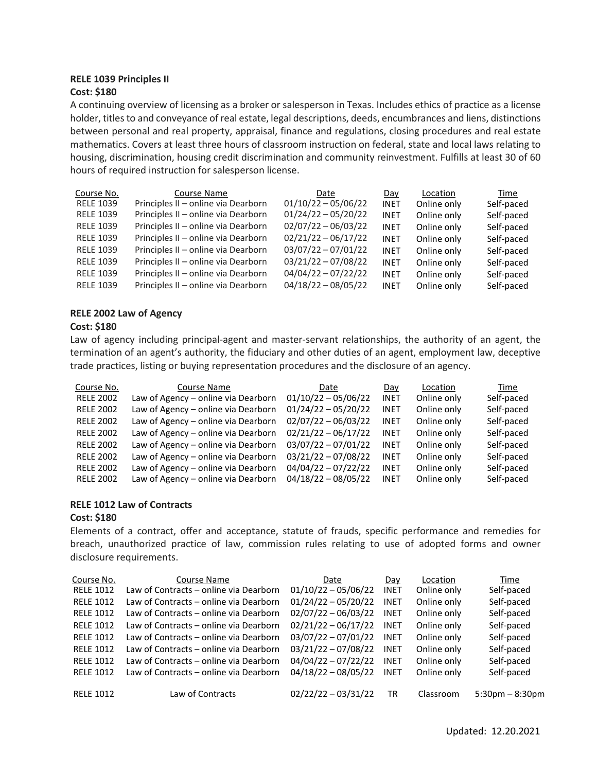**RELE 1039 Principles II**

**Cost: $180**

A continuing overview of licensing as a broker or salesperson in Texas. Includes ethics of practice as a license holder, titles to and conveyance of real estate, legal descriptions, deeds, encumbrances and liens, distinctions between personal and real property, appraisal, finance and regulations, closing procedures and real estate mathematics. Covers at least three hours of classroom instruction on federal, state and local laws relating to housing, discrimination, housing credit discrimination and community reinvestment. Fulfills at least 30 of 60 hours of required instruction for salesperson license.

| Course No. | Course Name | Date | Day | Location | Time |
|---|---|---|---|---|---|
| RELE 1039 | Principles II – online via Dearborn | 01/10/22 – 05/06/22 | INET | Online only | Self-paced |
| RELE 1039 | Principles II – online via Dearborn | 01/24/22 – 05/20/22 | INET | Online only | Self-paced |
| RELE 1039 | Principles II – online via Dearborn | 02/07/22 – 06/03/22 | INET | Online only | Self-paced |
| RELE 1039 | Principles II – online via Dearborn | 02/21/22 – 06/17/22 | INET | Online only | Self-paced |
| RELE 1039 | Principles II – online via Dearborn | 03/07/22 – 07/01/22 | INET | Online only | Self-paced |
| RELE 1039 | Principles II – online via Dearborn | 03/21/22 – 07/08/22 | INET | Online only | Self-paced |
| RELE 1039 | Principles II – online via Dearborn | 04/04/22 – 07/22/22 | INET | Online only | Self-paced |
| RELE 1039 | Principles II – online via Dearborn | 04/18/22 – 08/05/22 | INET | Online only | Self-paced |

**RELE 2002 Law of Agency**

**Cost: $180**

Law of agency including principal-agent and master-servant relationships, the authority of an agent, the termination of an agent's authority, the fiduciary and other duties of an agent, employment law, deceptive trade practices, listing or buying representation procedures and the disclosure of an agency.

| Course No. | Course Name | Date | Day | Location | Time |
|---|---|---|---|---|---|
| RELE 2002 | Law of Agency – online via Dearborn | 01/10/22 – 05/06/22 | INET | Online only | Self-paced |
| RELE 2002 | Law of Agency – online via Dearborn | 01/24/22 – 05/20/22 | INET | Online only | Self-paced |
| RELE 2002 | Law of Agency – online via Dearborn | 02/07/22 – 06/03/22 | INET | Online only | Self-paced |
| RELE 2002 | Law of Agency – online via Dearborn | 02/21/22 – 06/17/22 | INET | Online only | Self-paced |
| RELE 2002 | Law of Agency – online via Dearborn | 03/07/22 – 07/01/22 | INET | Online only | Self-paced |
| RELE 2002 | Law of Agency – online via Dearborn | 03/21/22 – 07/08/22 | INET | Online only | Self-paced |
| RELE 2002 | Law of Agency – online via Dearborn | 04/04/22 – 07/22/22 | INET | Online only | Self-paced |
| RELE 2002 | Law of Agency – online via Dearborn | 04/18/22 – 08/05/22 | INET | Online only | Self-paced |

**RELE 1012 Law of Contracts**

**Cost: $180**

Elements of a contract, offer and acceptance, statute of frauds, specific performance and remedies for breach, unauthorized practice of law, commission rules relating to use of adopted forms and owner disclosure requirements.

| Course No. | Course Name | Date | Day | Location | Time |
|---|---|---|---|---|---|
| RELE 1012 | Law of Contracts – online via Dearborn | 01/10/22 – 05/06/22 | INET | Online only | Self-paced |
| RELE 1012 | Law of Contracts – online via Dearborn | 01/24/22 – 05/20/22 | INET | Online only | Self-paced |
| RELE 1012 | Law of Contracts – online via Dearborn | 02/07/22 – 06/03/22 | INET | Online only | Self-paced |
| RELE 1012 | Law of Contracts – online via Dearborn | 02/21/22 – 06/17/22 | INET | Online only | Self-paced |
| RELE 1012 | Law of Contracts – online via Dearborn | 03/07/22 – 07/01/22 | INET | Online only | Self-paced |
| RELE 1012 | Law of Contracts – online via Dearborn | 03/21/22 – 07/08/22 | INET | Online only | Self-paced |
| RELE 1012 | Law of Contracts – online via Dearborn | 04/04/22 – 07/22/22 | INET | Online only | Self-paced |
| RELE 1012 | Law of Contracts – online via Dearborn | 04/18/22 – 08/05/22 | INET | Online only | Self-paced |
| RELE 1012 | Law of Contracts | 02/22/22 – 03/31/22 | TR | Classroom | 5:30pm – 8:30pm |

Updated: 12.20.2021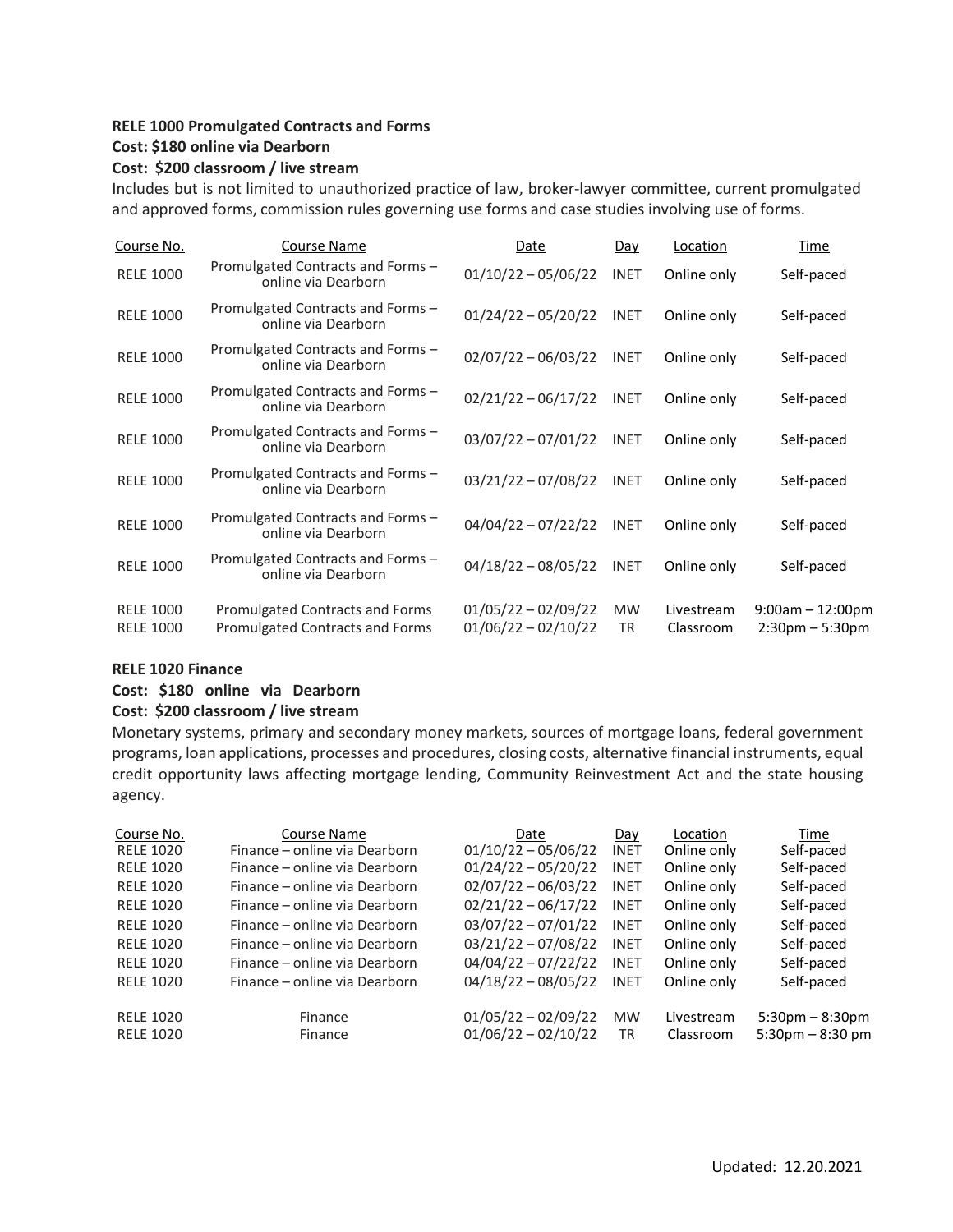**RELE 1000 Promulgated Contracts and Forms**
**Cost: $180 online via Dearborn**
**Cost: $200 classroom / live stream**

Includes but is not limited to unauthorized practice of law, broker-lawyer committee, current promulgated and approved forms, commission rules governing use forms and case studies involving use of forms.

| Course No. | Course Name | Date | Day | Location | Time |
|---|---|---|---|---|---|
| RELE 1000 | Promulgated Contracts and Forms – online via Dearborn | 01/10/22 – 05/06/22 | INET | Online only | Self-paced |
| RELE 1000 | Promulgated Contracts and Forms – online via Dearborn | 01/24/22 – 05/20/22 | INET | Online only | Self-paced |
| RELE 1000 | Promulgated Contracts and Forms – online via Dearborn | 02/07/22 – 06/03/22 | INET | Online only | Self-paced |
| RELE 1000 | Promulgated Contracts and Forms – online via Dearborn | 02/21/22 – 06/17/22 | INET | Online only | Self-paced |
| RELE 1000 | Promulgated Contracts and Forms – online via Dearborn | 03/07/22 – 07/01/22 | INET | Online only | Self-paced |
| RELE 1000 | Promulgated Contracts and Forms – online via Dearborn | 03/21/22 – 07/08/22 | INET | Online only | Self-paced |
| RELE 1000 | Promulgated Contracts and Forms – online via Dearborn | 04/04/22 – 07/22/22 | INET | Online only | Self-paced |
| RELE 1000 | Promulgated Contracts and Forms – online via Dearborn | 04/18/22 – 08/05/22 | INET | Online only | Self-paced |
| RELE 1000 | Promulgated Contracts and Forms | 01/05/22 – 02/09/22 | MW | Livestream | 9:00am – 12:00pm |
| RELE 1000 | Promulgated Contracts and Forms | 01/06/22 – 02/10/22 | TR | Classroom | 2:30pm – 5:30pm |

**RELE 1020 Finance**
**Cost: $180 online via Dearborn**
**Cost: $200 classroom / live stream**

Monetary systems, primary and secondary money markets, sources of mortgage loans, federal government programs, loan applications, processes and procedures, closing costs, alternative financial instruments, equal credit opportunity laws affecting mortgage lending, Community Reinvestment Act and the state housing agency.

| Course No. | Course Name | Date | Day | Location | Time |
|---|---|---|---|---|---|
| RELE 1020 | Finance – online via Dearborn | 01/10/22 – 05/06/22 | INET | Online only | Self-paced |
| RELE 1020 | Finance – online via Dearborn | 01/24/22 – 05/20/22 | INET | Online only | Self-paced |
| RELE 1020 | Finance – online via Dearborn | 02/07/22 – 06/03/22 | INET | Online only | Self-paced |
| RELE 1020 | Finance – online via Dearborn | 02/21/22 – 06/17/22 | INET | Online only | Self-paced |
| RELE 1020 | Finance – online via Dearborn | 03/07/22 – 07/01/22 | INET | Online only | Self-paced |
| RELE 1020 | Finance – online via Dearborn | 03/21/22 – 07/08/22 | INET | Online only | Self-paced |
| RELE 1020 | Finance – online via Dearborn | 04/04/22 – 07/22/22 | INET | Online only | Self-paced |
| RELE 1020 | Finance – online via Dearborn | 04/18/22 – 08/05/22 | INET | Online only | Self-paced |
| RELE 1020 | Finance | 01/05/22 – 02/09/22 | MW | Livestream | 5:30pm – 8:30pm |
| RELE 1020 | Finance | 01/06/22 – 02/10/22 | TR | Classroom | 5:30pm – 8:30 pm |

Updated: 12.20.2021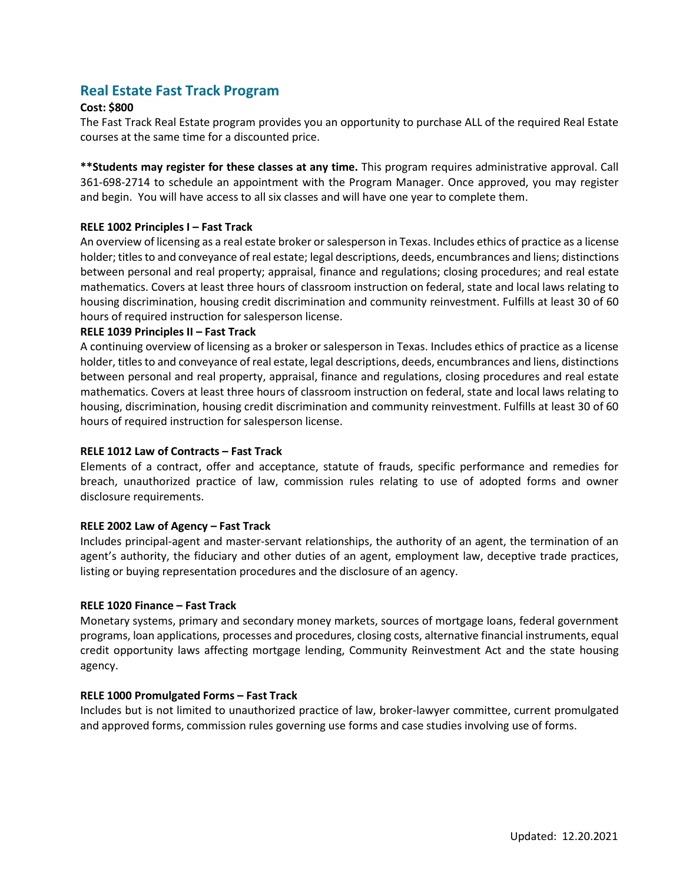## Real Estate Fast Track Program

**Cost: $800**

The Fast Track Real Estate program provides you an opportunity to purchase ALL of the required Real Estate courses at the same time for a discounted price.

****Students may register for these classes at any time.** This program requires administrative approval. Call 361-698-2714 to schedule an appointment with the Program Manager. Once approved, you may register and begin. You will have access to all six classes and will have one year to complete them.

**RELE 1002 Principles I – Fast Track**

An overview of licensing as a real estate broker or salesperson in Texas. Includes ethics of practice as a license holder; titles to and conveyance of real estate; legal descriptions, deeds, encumbrances and liens; distinctions between personal and real property; appraisal, finance and regulations; closing procedures; and real estate mathematics. Covers at least three hours of classroom instruction on federal, state and local laws relating to housing discrimination, housing credit discrimination and community reinvestment. Fulfills at least 30 of 60 hours of required instruction for salesperson license.

**RELE 1039 Principles II – Fast Track**

A continuing overview of licensing as a broker or salesperson in Texas. Includes ethics of practice as a license holder, titles to and conveyance of real estate, legal descriptions, deeds, encumbrances and liens, distinctions between personal and real property, appraisal, finance and regulations, closing procedures and real estate mathematics. Covers at least three hours of classroom instruction on federal, state and local laws relating to housing, discrimination, housing credit discrimination and community reinvestment. Fulfills at least 30 of 60 hours of required instruction for salesperson license.

**RELE 1012 Law of Contracts – Fast Track**

Elements of a contract, offer and acceptance, statute of frauds, specific performance and remedies for breach, unauthorized practice of law, commission rules relating to use of adopted forms and owner disclosure requirements.

**RELE 2002 Law of Agency – Fast Track**

Includes principal-agent and master-servant relationships, the authority of an agent, the termination of an agent's authority, the fiduciary and other duties of an agent, employment law, deceptive trade practices, listing or buying representation procedures and the disclosure of an agency.

**RELE 1020 Finance – Fast Track**

Monetary systems, primary and secondary money markets, sources of mortgage loans, federal government programs, loan applications, processes and procedures, closing costs, alternative financial instruments, equal credit opportunity laws affecting mortgage lending, Community Reinvestment Act and the state housing agency.

**RELE 1000 Promulgated Forms – Fast Track**

Includes but is not limited to unauthorized practice of law, broker-lawyer committee, current promulgated and approved forms, commission rules governing use forms and case studies involving use of forms.

Updated: 12.20.2021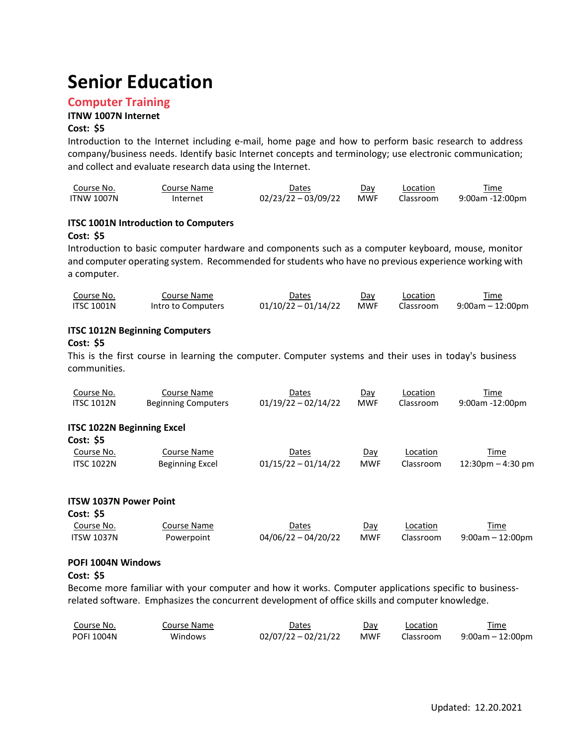# Senior Education

## Computer Training

**ITNW 1007N Internet**

**Cost: $5**

Introduction to the Internet including e-mail, home page and how to perform basic research to address company/business needs. Identify basic Internet concepts and terminology; use electronic communication; and collect and evaluate research data using the Internet.

| Course No. | Course Name | Dates | Day | Location | Time |
|---|---|---|---|---|---|
| ITNW 1007N | Internet | 02/23/22 – 03/09/22 | MWF | Classroom | 9:00am -12:00pm |

**ITSC 1001N Introduction to Computers**

**Cost: $5**

Introduction to basic computer hardware and components such as a computer keyboard, mouse, monitor and computer operating system. Recommended for students who have no previous experience working with a computer.

| Course No. | Course Name | Dates | Day | Location | Time |
|---|---|---|---|---|---|
| ITSC 1001N | Intro to Computers | 01/10/22 – 01/14/22 | MWF | Classroom | 9:00am – 12:00pm |

**ITSC 1012N Beginning Computers**

**Cost: $5**

This is the first course in learning the computer. Computer systems and their uses in today's business communities.

| Course No. | Course Name | Dates | Day | Location | Time |
|---|---|---|---|---|---|
| ITSC 1012N | Beginning Computers | 01/19/22 – 02/14/22 | MWF | Classroom | 9:00am -12:00pm |

**ITSC 1022N Beginning Excel**

**Cost: $5**

| Course No. | Course Name | Dates | Day | Location | Time |
|---|---|---|---|---|---|
| ITSC 1022N | Beginning Excel | 01/15/22 – 01/14/22 | MWF | Classroom | 12:30pm – 4:30 pm |

**ITSW 1037N Power Point**

**Cost: $5**

| Course No. | Course Name | Dates | Day | Location | Time |
|---|---|---|---|---|---|
| ITSW 1037N | Powerpoint | 04/06/22 – 04/20/22 | MWF | Classroom | 9:00am – 12:00pm |

**POFI 1004N Windows**

**Cost: $5**

Become more familiar with your computer and how it works. Computer applications specific to business-related software. Emphasizes the concurrent development of office skills and computer knowledge.

| Course No. | Course Name | Dates | Day | Location | Time |
|---|---|---|---|---|---|
| POFI 1004N | Windows | 02/07/22 – 02/21/22 | MWF | Classroom | 9:00am – 12:00pm |

Updated: 12.20.2021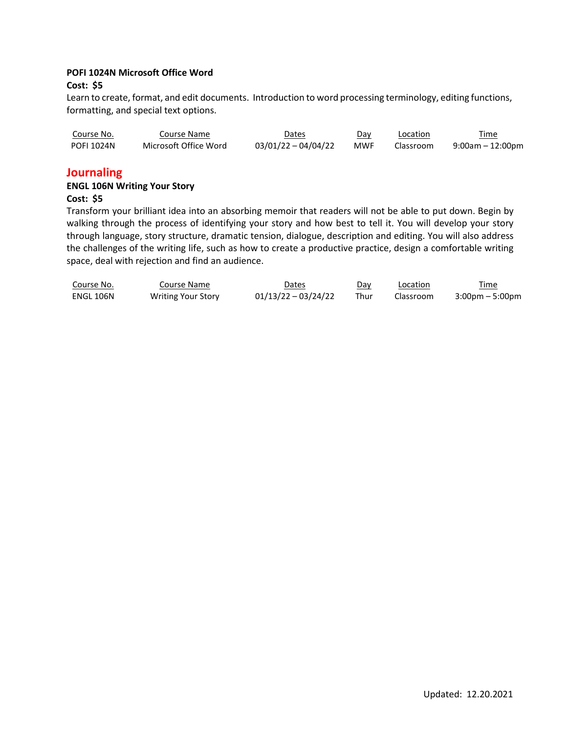**POFI 1024N Microsoft Office Word**

**Cost: $5**

Learn to create, format, and edit documents. Introduction to word processing terminology, editing functions, formatting, and special text options.

| Course No. | Course Name | Dates | Day | Location | Time |
|---|---|---|---|---|---|
| POFI 1024N | Microsoft Office Word | 03/01/22 – 04/04/22 | MWF | Classroom | 9:00am – 12:00pm |

## Journaling

**ENGL 106N Writing Your Story**

**Cost: $5**

Transform your brilliant idea into an absorbing memoir that readers will not be able to put down. Begin by walking through the process of identifying your story and how best to tell it. You will develop your story through language, story structure, dramatic tension, dialogue, description and editing. You will also address the challenges of the writing life, such as how to create a productive practice, design a comfortable writing space, deal with rejection and find an audience.

| Course No. | Course Name | Dates | Day | Location | Time |
|---|---|---|---|---|---|
| ENGL 106N | Writing Your Story | 01/13/22 – 03/24/22 | Thur | Classroom | 3:00pm – 5:00pm |

Updated: 12.20.2021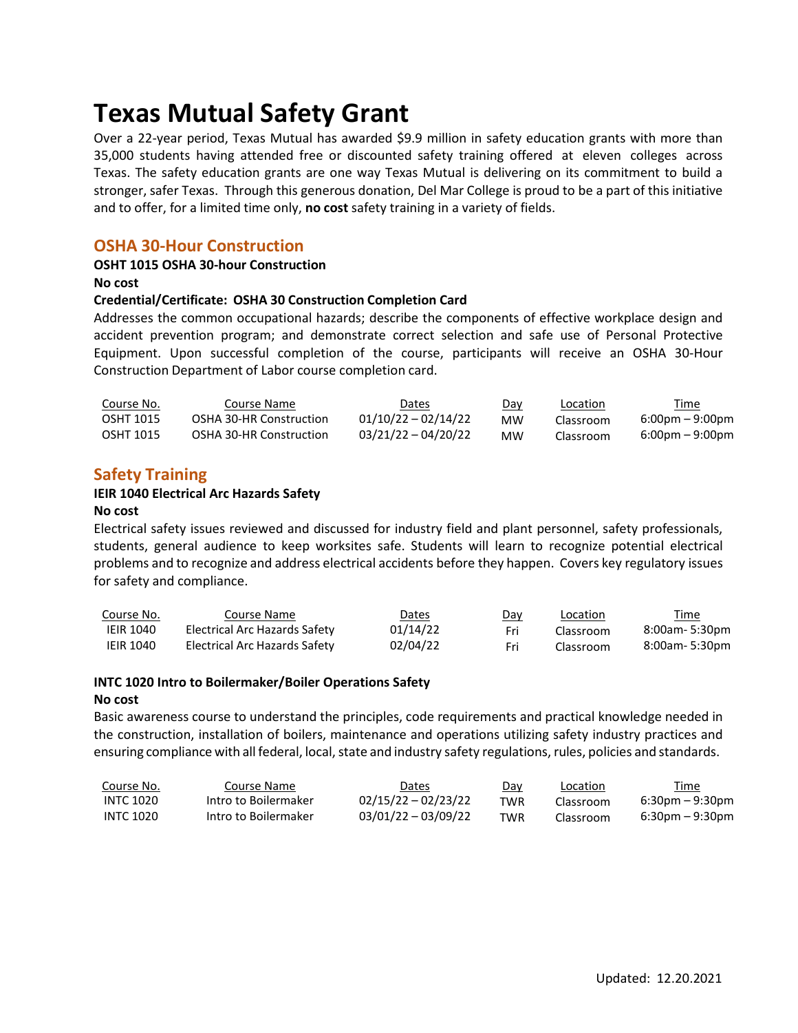# Texas Mutual Safety Grant

Over a 22-year period, Texas Mutual has awarded $9.9 million in safety education grants with more than 35,000 students having attended free or discounted safety training offered at eleven colleges across Texas. The safety education grants are one way Texas Mutual is delivering on its commitment to build a stronger, safer Texas. Through this generous donation, Del Mar College is proud to be a part of this initiative and to offer, for a limited time only, **no cost** safety training in a variety of fields.

## OSHA 30-Hour Construction

**OSHT 1015 OSHA 30-hour Construction**

**No cost**

**Credential/Certificate: OSHA 30 Construction Completion Card**

Addresses the common occupational hazards; describe the components of effective workplace design and accident prevention program; and demonstrate correct selection and safe use of Personal Protective Equipment. Upon successful completion of the course, participants will receive an OSHA 30-Hour Construction Department of Labor course completion card.

| Course No. | Course Name | Dates | Day | Location | Time |
|---|---|---|---|---|---|
| OSHT 1015 | OSHA 30-HR Construction | 01/10/22 – 02/14/22 | MW | Classroom | 6:00pm – 9:00pm |
| OSHT 1015 | OSHA 30-HR Construction | 03/21/22 – 04/20/22 | MW | Classroom | 6:00pm – 9:00pm |

## Safety Training

**IEIR 1040 Electrical Arc Hazards Safety**

**No cost**

Electrical safety issues reviewed and discussed for industry field and plant personnel, safety professionals, students, general audience to keep worksites safe. Students will learn to recognize potential electrical problems and to recognize and address electrical accidents before they happen. Covers key regulatory issues for safety and compliance.

| Course No. | Course Name | Dates | Day | Location | Time |
|---|---|---|---|---|---|
| IEIR 1040 | Electrical Arc Hazards Safety | 01/14/22 | Fri | Classroom | 8:00am- 5:30pm |
| IEIR 1040 | Electrical Arc Hazards Safety | 02/04/22 | Fri | Classroom | 8:00am- 5:30pm |

**INTC 1020 Intro to Boilermaker/Boiler Operations Safety**

**No cost**

Basic awareness course to understand the principles, code requirements and practical knowledge needed in the construction, installation of boilers, maintenance and operations utilizing safety industry practices and ensuring compliance with all federal, local, state and industry safety regulations, rules, policies and standards.

| Course No. | Course Name | Dates | Day | Location | Time |
|---|---|---|---|---|---|
| INTC 1020 | Intro to Boilermaker | 02/15/22 – 02/23/22 | TWR | Classroom | 6:30pm – 9:30pm |
| INTC 1020 | Intro to Boilermaker | 03/01/22 – 03/09/22 | TWR | Classroom | 6:30pm – 9:30pm |

Updated: 12.20.2021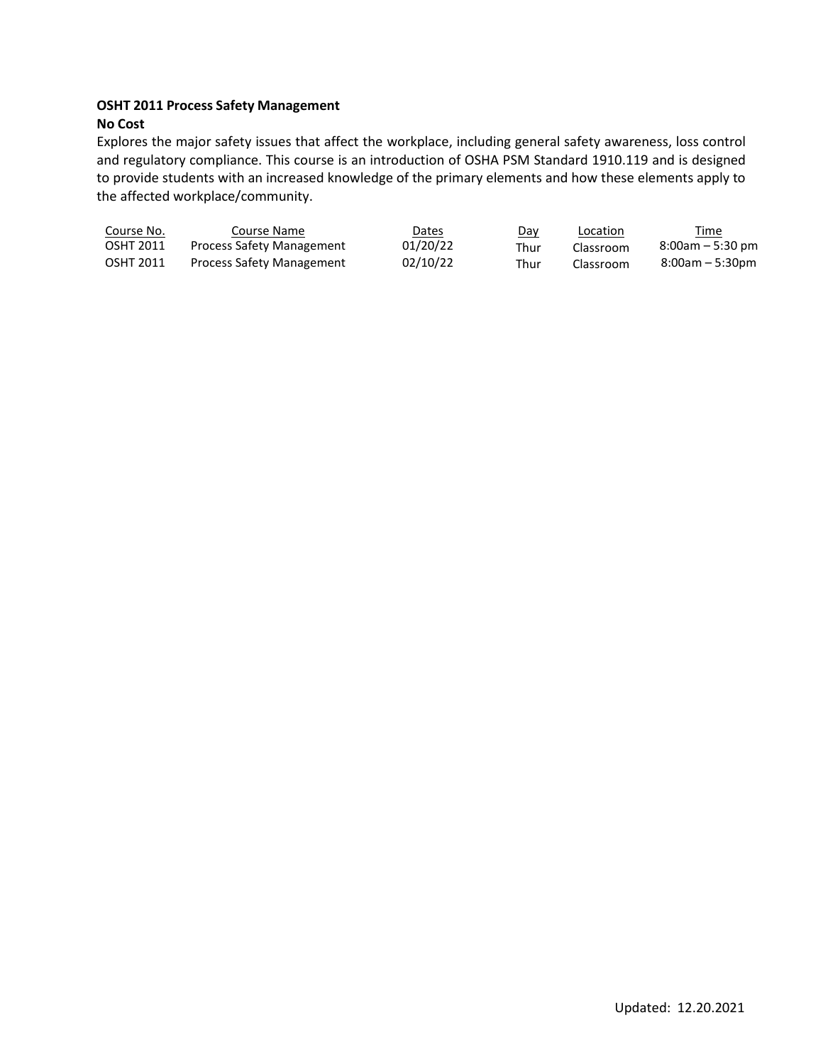**OSHT 2011 Process Safety Management**

**No Cost**

Explores the major safety issues that affect the workplace, including general safety awareness, loss control and regulatory compliance. This course is an introduction of OSHA PSM Standard 1910.119 and is designed to provide students with an increased knowledge of the primary elements and how these elements apply to the affected workplace/community.

| Course No. | Course Name | Dates | Day | Location | Time |
|---|---|---|---|---|---|
| OSHT 2011 | Process Safety Management | 01/20/22 | Thur | Classroom | 8:00am – 5:30 pm |
| OSHT 2011 | Process Safety Management | 02/10/22 | Thur | Classroom | 8:00am – 5:30pm |

Updated: 12.20.2021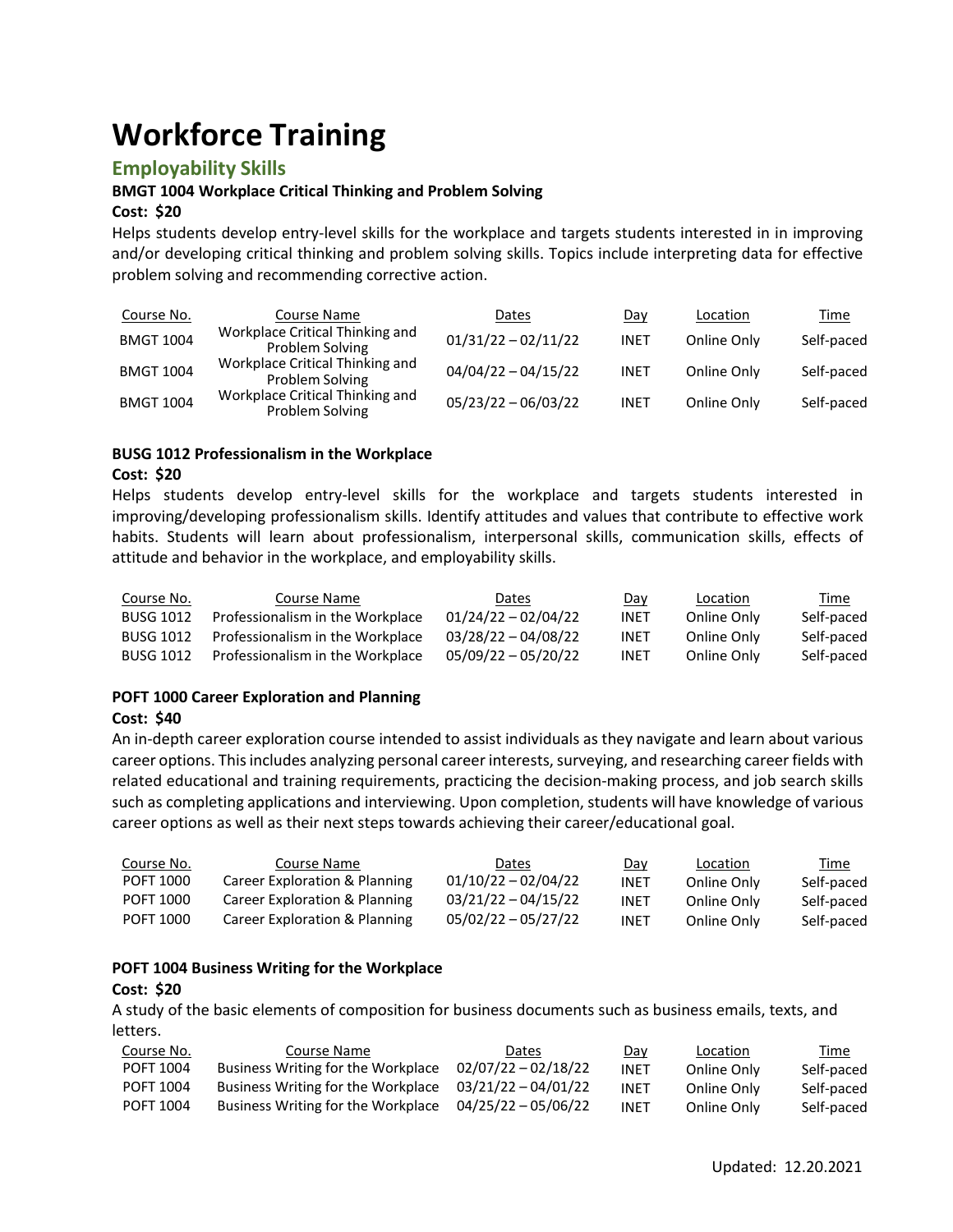# Workforce Training

## Employability Skills

**BMGT 1004 Workplace Critical Thinking and Problem Solving**

**Cost: $20**

Helps students develop entry-level skills for the workplace and targets students interested in in improving and/or developing critical thinking and problem solving skills. Topics include interpreting data for effective problem solving and recommending corrective action.

| Course No. | Course Name | Dates | Day | Location | Time |
|---|---|---|---|---|---|
| BMGT 1004 | Workplace Critical Thinking and Problem Solving | 01/31/22 – 02/11/22 | INET | Online Only | Self-paced |
| BMGT 1004 | Workplace Critical Thinking and Problem Solving | 04/04/22 – 04/15/22 | INET | Online Only | Self-paced |
| BMGT 1004 | Workplace Critical Thinking and Problem Solving | 05/23/22 – 06/03/22 | INET | Online Only | Self-paced |

**BUSG 1012 Professionalism in the Workplace**

**Cost: $20**

Helps students develop entry-level skills for the workplace and targets students interested in improving/developing professionalism skills. Identify attitudes and values that contribute to effective work habits. Students will learn about professionalism, interpersonal skills, communication skills, effects of attitude and behavior in the workplace, and employability skills.

| Course No. | Course Name | Dates | Day | Location | Time |
|---|---|---|---|---|---|
| BUSG 1012 | Professionalism in the Workplace | 01/24/22 – 02/04/22 | INET | Online Only | Self-paced |
| BUSG 1012 | Professionalism in the Workplace | 03/28/22 – 04/08/22 | INET | Online Only | Self-paced |
| BUSG 1012 | Professionalism in the Workplace | 05/09/22 – 05/20/22 | INET | Online Only | Self-paced |

**POFT 1000 Career Exploration and Planning**

**Cost: $40**

An in-depth career exploration course intended to assist individuals as they navigate and learn about various career options. This includes analyzing personal career interests, surveying, and researching career fields with related educational and training requirements, practicing the decision-making process, and job search skills such as completing applications and interviewing. Upon completion, students will have knowledge of various career options as well as their next steps towards achieving their career/educational goal.

| Course No. | Course Name | Dates | Day | Location | Time |
|---|---|---|---|---|---|
| POFT 1000 | Career Exploration & Planning | 01/10/22 – 02/04/22 | INET | Online Only | Self-paced |
| POFT 1000 | Career Exploration & Planning | 03/21/22 – 04/15/22 | INET | Online Only | Self-paced |
| POFT 1000 | Career Exploration & Planning | 05/02/22 – 05/27/22 | INET | Online Only | Self-paced |

**POFT 1004 Business Writing for the Workplace**

**Cost: $20**

A study of the basic elements of composition for business documents such as business emails, texts, and letters.

| Course No. | Course Name | Dates | Day | Location | Time |
|---|---|---|---|---|---|
| POFT 1004 | Business Writing for the Workplace | 02/07/22 – 02/18/22 | INET | Online Only | Self-paced |
| POFT 1004 | Business Writing for the Workplace | 03/21/22 – 04/01/22 | INET | Online Only | Self-paced |
| POFT 1004 | Business Writing for the Workplace | 04/25/22 – 05/06/22 | INET | Online Only | Self-paced |

Updated: 12.20.2021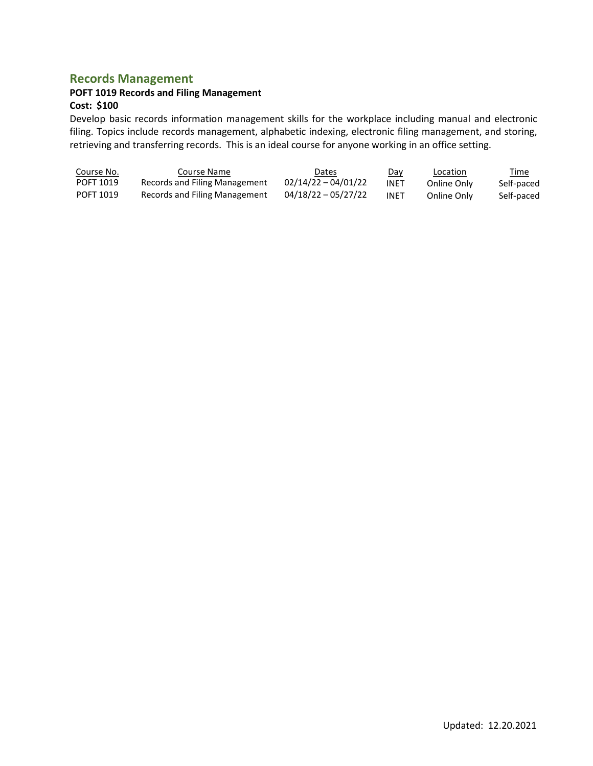## Records Management

**POFT 1019 Records and Filing Management**

**Cost: $100**

Develop basic records information management skills for the workplace including manual and electronic filing. Topics include records management, alphabetic indexing, electronic filing management, and storing, retrieving and transferring records. This is an ideal course for anyone working in an office setting.

| Course No. | Course Name | Dates | Day | Location | Time |
|---|---|---|---|---|---|
| POFT 1019 | Records and Filing Management | 02/14/22 – 04/01/22 | INET | Online Only | Self-paced |
| POFT 1019 | Records and Filing Management | 04/18/22 – 05/27/22 | INET | Online Only | Self-paced |

Updated: 12.20.2021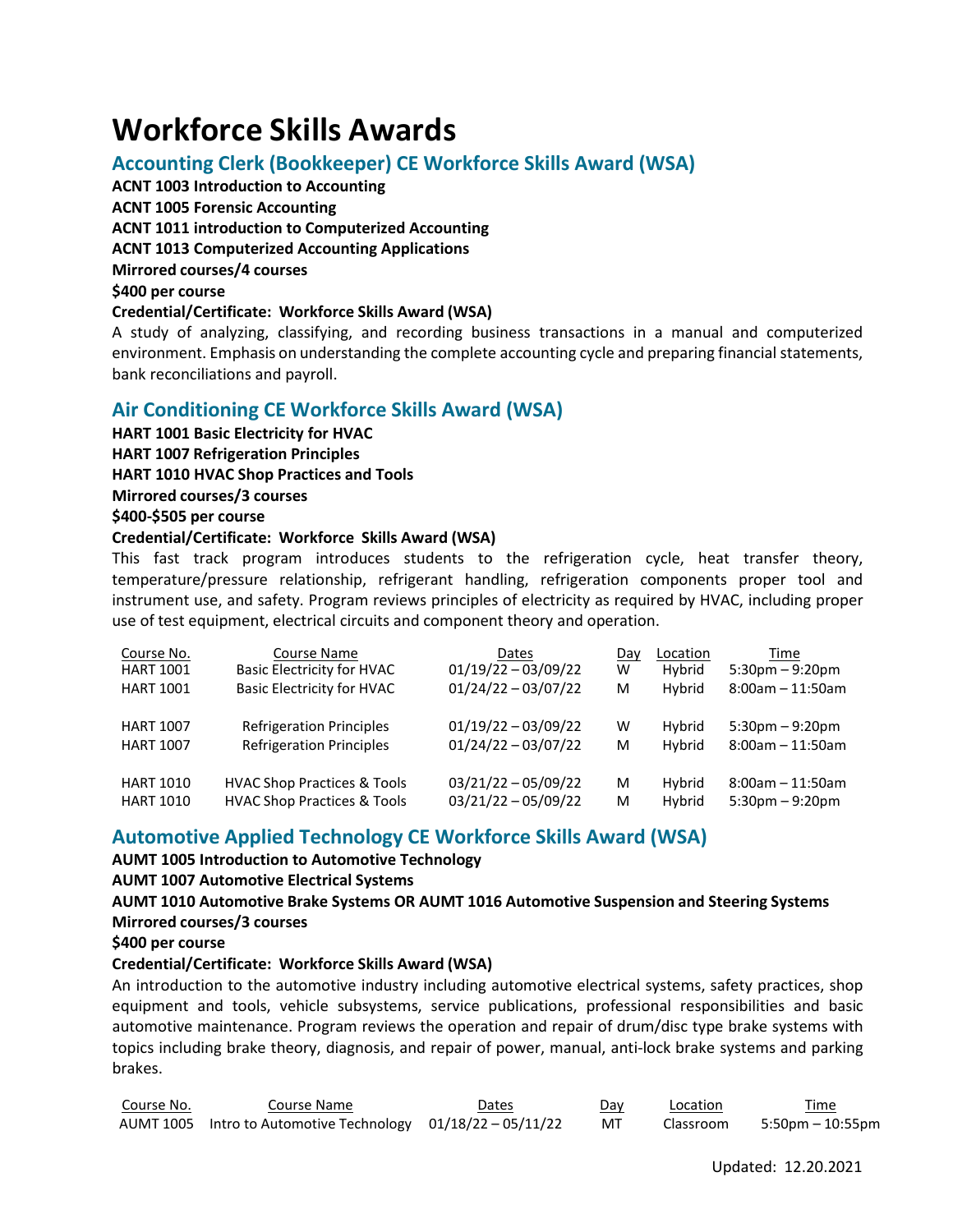# Workforce Skills Awards

## Accounting Clerk (Bookkeeper) CE Workforce Skills Award (WSA)

**ACNT 1003 Introduction to Accounting**

**ACNT 1005 Forensic Accounting**

**ACNT 1011 introduction to Computerized Accounting**

**ACNT 1013 Computerized Accounting Applications**

**Mirrored courses/4 courses**

**$400 per course**

**Credential/Certificate: Workforce Skills Award (WSA)**

A study of analyzing, classifying, and recording business transactions in a manual and computerized environment. Emphasis on understanding the complete accounting cycle and preparing financial statements, bank reconciliations and payroll.

## Air Conditioning CE Workforce Skills Award (WSA)

**HART 1001 Basic Electricity for HVAC**

**HART 1007 Refrigeration Principles**

**HART 1010 HVAC Shop Practices and Tools**

**Mirrored courses/3 courses**

**$400-$505 per course**

**Credential/Certificate: Workforce Skills Award (WSA)**

This fast track program introduces students to the refrigeration cycle, heat transfer theory, temperature/pressure relationship, refrigerant handling, refrigeration components proper tool and instrument use, and safety. Program reviews principles of electricity as required by HVAC, including proper use of test equipment, electrical circuits and component theory and operation.

| Course No. | Course Name | Dates | Day | Location | Time |
|---|---|---|---|---|---|
| HART 1001 | Basic Electricity for HVAC | 01/19/22 – 03/09/22 | W | Hybrid | 5:30pm – 9:20pm |
| HART 1001 | Basic Electricity for HVAC | 01/24/22 – 03/07/22 | M | Hybrid | 8:00am – 11:50am |
| HART 1007 | Refrigeration Principles | 01/19/22 – 03/09/22 | W | Hybrid | 5:30pm – 9:20pm |
| HART 1007 | Refrigeration Principles | 01/24/22 – 03/07/22 | M | Hybrid | 8:00am – 11:50am |
| HART 1010 | HVAC Shop Practices & Tools | 03/21/22 – 05/09/22 | M | Hybrid | 8:00am – 11:50am |
| HART 1010 | HVAC Shop Practices & Tools | 03/21/22 – 05/09/22 | M | Hybrid | 5:30pm – 9:20pm |

## Automotive Applied Technology CE Workforce Skills Award (WSA)

**AUMT 1005 Introduction to Automotive Technology**

**AUMT 1007 Automotive Electrical Systems**

**AUMT 1010 Automotive Brake Systems OR AUMT 1016 Automotive Suspension and Steering Systems**

**Mirrored courses/3 courses**

**$400 per course**

**Credential/Certificate: Workforce Skills Award (WSA)**

An introduction to the automotive industry including automotive electrical systems, safety practices, shop equipment and tools, vehicle subsystems, service publications, professional responsibilities and basic automotive maintenance. Program reviews the operation and repair of drum/disc type brake systems with topics including brake theory, diagnosis, and repair of power, manual, anti-lock brake systems and parking brakes.

| Course No. | Course Name | Dates | Day | Location | Time |
|---|---|---|---|---|---|
| AUMT 1005 | Intro to Automotive Technology | 01/18/22 – 05/11/22 | MT | Classroom | 5:50pm – 10:55pm |

Updated: 12.20.2021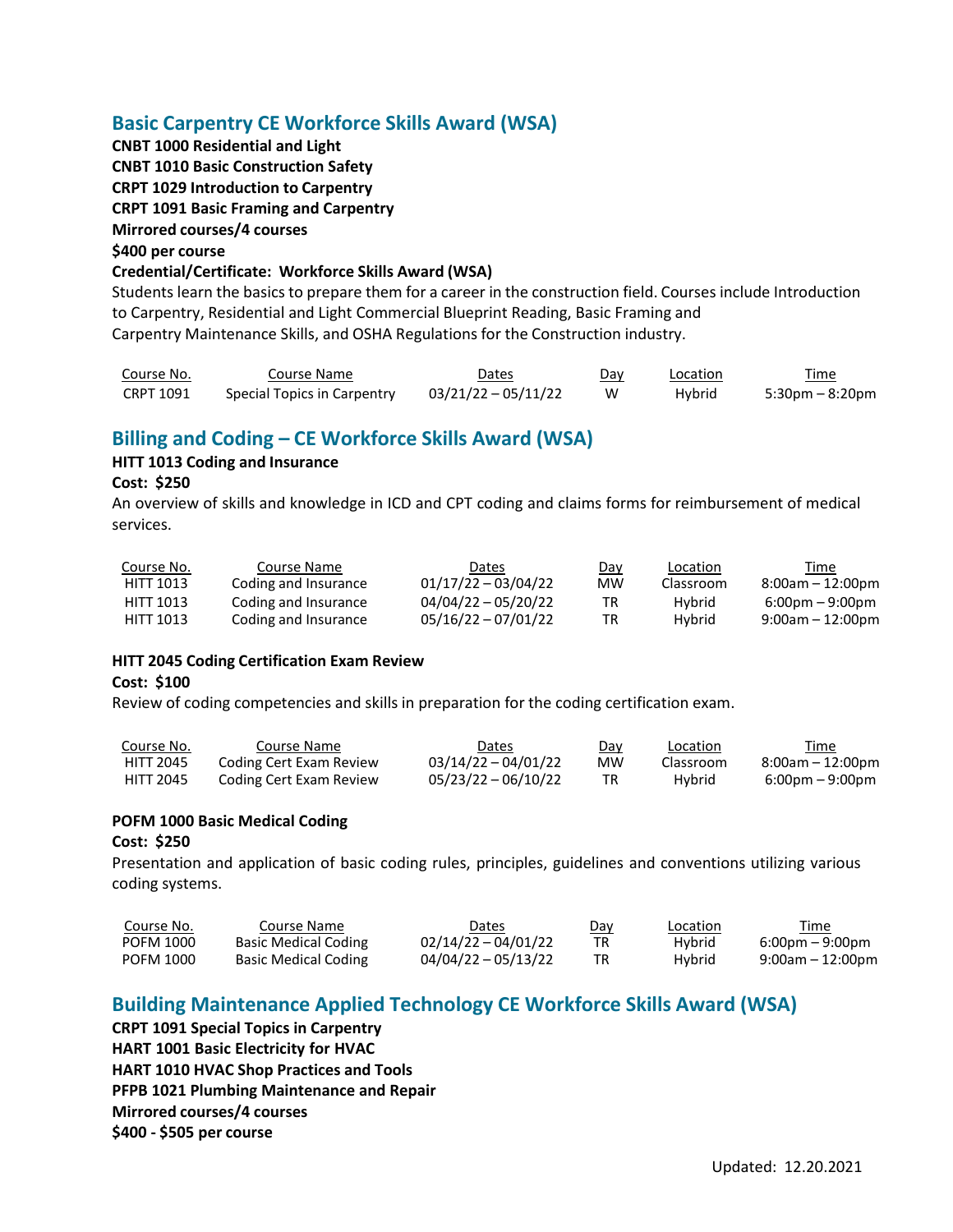## Basic Carpentry CE Workforce Skills Award (WSA)

**CNBT 1000 Residential and Light**
**CNBT 1010 Basic Construction Safety**
**CRPT 1029 Introduction to Carpentry**
**CRPT 1091 Basic Framing and Carpentry**
**Mirrored courses/4 courses**
**$400 per course**
**Credential/Certificate: Workforce Skills Award (WSA)**

Students learn the basics to prepare them for a career in the construction field. Courses include Introduction to Carpentry, Residential and Light Commercial Blueprint Reading, Basic Framing and Carpentry Maintenance Skills, and OSHA Regulations for the Construction industry.

| Course No. | Course Name | Dates | Day | Location | Time |
|---|---|---|---|---|---|
| CRPT 1091 | Special Topics in Carpentry | 03/21/22 – 05/11/22 | W | Hybrid | 5:30pm – 8:20pm |

## Billing and Coding – CE Workforce Skills Award (WSA)

**HITT 1013 Coding and Insurance**
**Cost: $250**

An overview of skills and knowledge in ICD and CPT coding and claims forms for reimbursement of medical services.

| Course No. | Course Name | Dates | Day | Location | Time |
|---|---|---|---|---|---|
| HITT 1013 | Coding and Insurance | 01/17/22 – 03/04/22 | MW | Classroom | 8:00am – 12:00pm |
| HITT 1013 | Coding and Insurance | 04/04/22 – 05/20/22 | TR | Hybrid | 6:00pm – 9:00pm |
| HITT 1013 | Coding and Insurance | 05/16/22 – 07/01/22 | TR | Hybrid | 9:00am – 12:00pm |

**HITT 2045 Coding Certification Exam Review**
**Cost: $100**

Review of coding competencies and skills in preparation for the coding certification exam.

| Course No. | Course Name | Dates | Day | Location | Time |
|---|---|---|---|---|---|
| HITT 2045 | Coding Cert Exam Review | 03/14/22 – 04/01/22 | MW | Classroom | 8:00am – 12:00pm |
| HITT 2045 | Coding Cert Exam Review | 05/23/22 – 06/10/22 | TR | Hybrid | 6:00pm – 9:00pm |

**POFM 1000 Basic Medical Coding**
**Cost: $250**

Presentation and application of basic coding rules, principles, guidelines and conventions utilizing various coding systems.

| Course No. | Course Name | Dates | Day | Location | Time |
|---|---|---|---|---|---|
| POFM 1000 | Basic Medical Coding | 02/14/22 – 04/01/22 | TR | Hybrid | 6:00pm – 9:00pm |
| POFM 1000 | Basic Medical Coding | 04/04/22 – 05/13/22 | TR | Hybrid | 9:00am – 12:00pm |

## Building Maintenance Applied Technology CE Workforce Skills Award (WSA)

**CRPT 1091 Special Topics in Carpentry**
**HART 1001 Basic Electricity for HVAC**
**HART 1010 HVAC Shop Practices and Tools**
**PFPB 1021 Plumbing Maintenance and Repair**
**Mirrored courses/4 courses**
**$400 - $505 per course**

Updated: 12.20.2021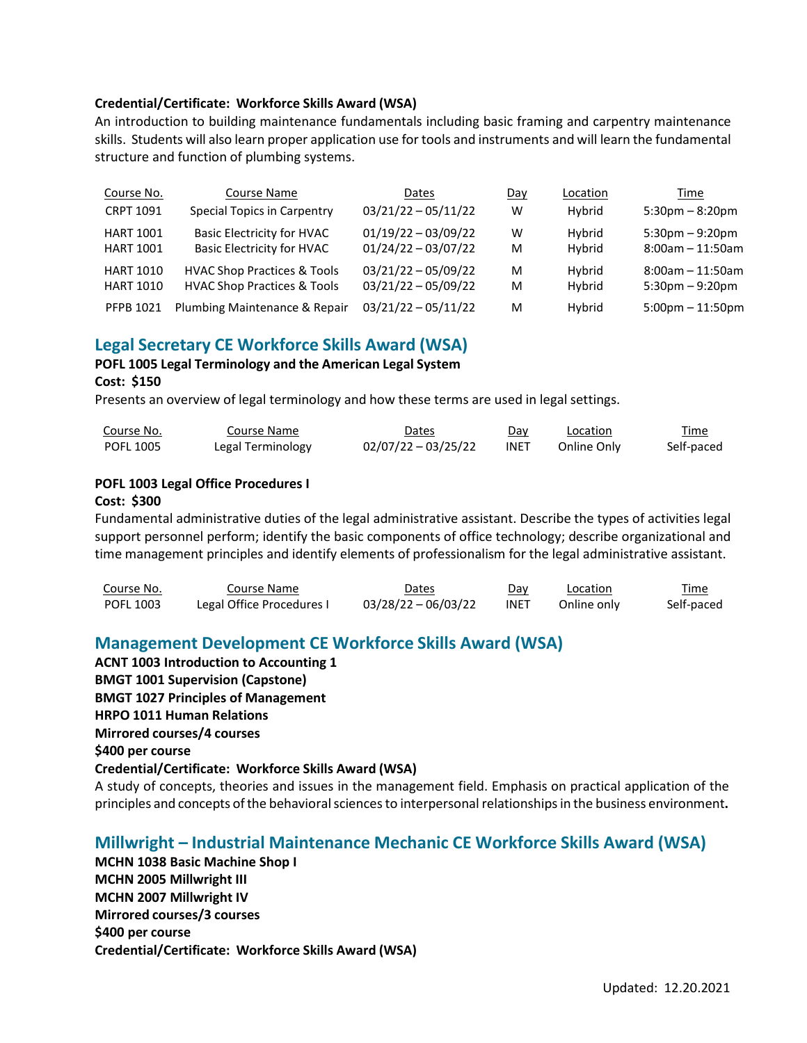**Credential/Certificate: Workforce Skills Award (WSA)**

An introduction to building maintenance fundamentals including basic framing and carpentry maintenance skills. Students will also learn proper application use for tools and instruments and will learn the fundamental structure and function of plumbing systems.

| Course No. | Course Name | Dates | Day | Location | Time |
|---|---|---|---|---|---|
| CRPT 1091 | Special Topics in Carpentry | 03/21/22 – 05/11/22 | W | Hybrid | 5:30pm – 8:20pm |
| HART 1001 | Basic Electricity for HVAC | 01/19/22 – 03/09/22 | W | Hybrid | 5:30pm – 9:20pm |
| HART 1001 | Basic Electricity for HVAC | 01/24/22 – 03/07/22 | M | Hybrid | 8:00am – 11:50am |
| HART 1010 | HVAC Shop Practices & Tools | 03/21/22 – 05/09/22 | M | Hybrid | 8:00am – 11:50am |
| HART 1010 | HVAC Shop Practices & Tools | 03/21/22 – 05/09/22 | M | Hybrid | 5:30pm – 9:20pm |
| PFPB 1021 | Plumbing Maintenance & Repair | 03/21/22 – 05/11/22 | M | Hybrid | 5:00pm – 11:50pm |

## Legal Secretary CE Workforce Skills Award (WSA)

**POFL 1005 Legal Terminology and the American Legal System**

**Cost: $150**

Presents an overview of legal terminology and how these terms are used in legal settings.

| Course No. | Course Name | Dates | Day | Location | Time |
|---|---|---|---|---|---|
| POFL 1005 | Legal Terminology | 02/07/22 – 03/25/22 | INET | Online Only | Self-paced |

**POFL 1003 Legal Office Procedures I**

**Cost: $300**

Fundamental administrative duties of the legal administrative assistant. Describe the types of activities legal support personnel perform; identify the basic components of office technology; describe organizational and time management principles and identify elements of professionalism for the legal administrative assistant.

| Course No. | Course Name | Dates | Day | Location | Time |
|---|---|---|---|---|---|
| POFL 1003 | Legal Office Procedures I | 03/28/22 – 06/03/22 | INET | Online only | Self-paced |

## Management Development CE Workforce Skills Award (WSA)

**ACNT 1003 Introduction to Accounting 1**
**BMGT 1001 Supervision (Capstone)**
**BMGT 1027 Principles of Management**
**HRPO 1011 Human Relations**
**Mirrored courses/4 courses**
**$400 per course**
**Credential/Certificate: Workforce Skills Award (WSA)**

A study of concepts, theories and issues in the management field. Emphasis on practical application of the principles and concepts of the behavioral sciences to interpersonal relationships in the business environment**.**

## Millwright – Industrial Maintenance Mechanic CE Workforce Skills Award (WSA)

**MCHN 1038 Basic Machine Shop I**
**MCHN 2005 Millwright III**
**MCHN 2007 Millwright IV**
**Mirrored courses/3 courses**
**$400 per course**
**Credential/Certificate: Workforce Skills Award (WSA)**

Updated: 12.20.2021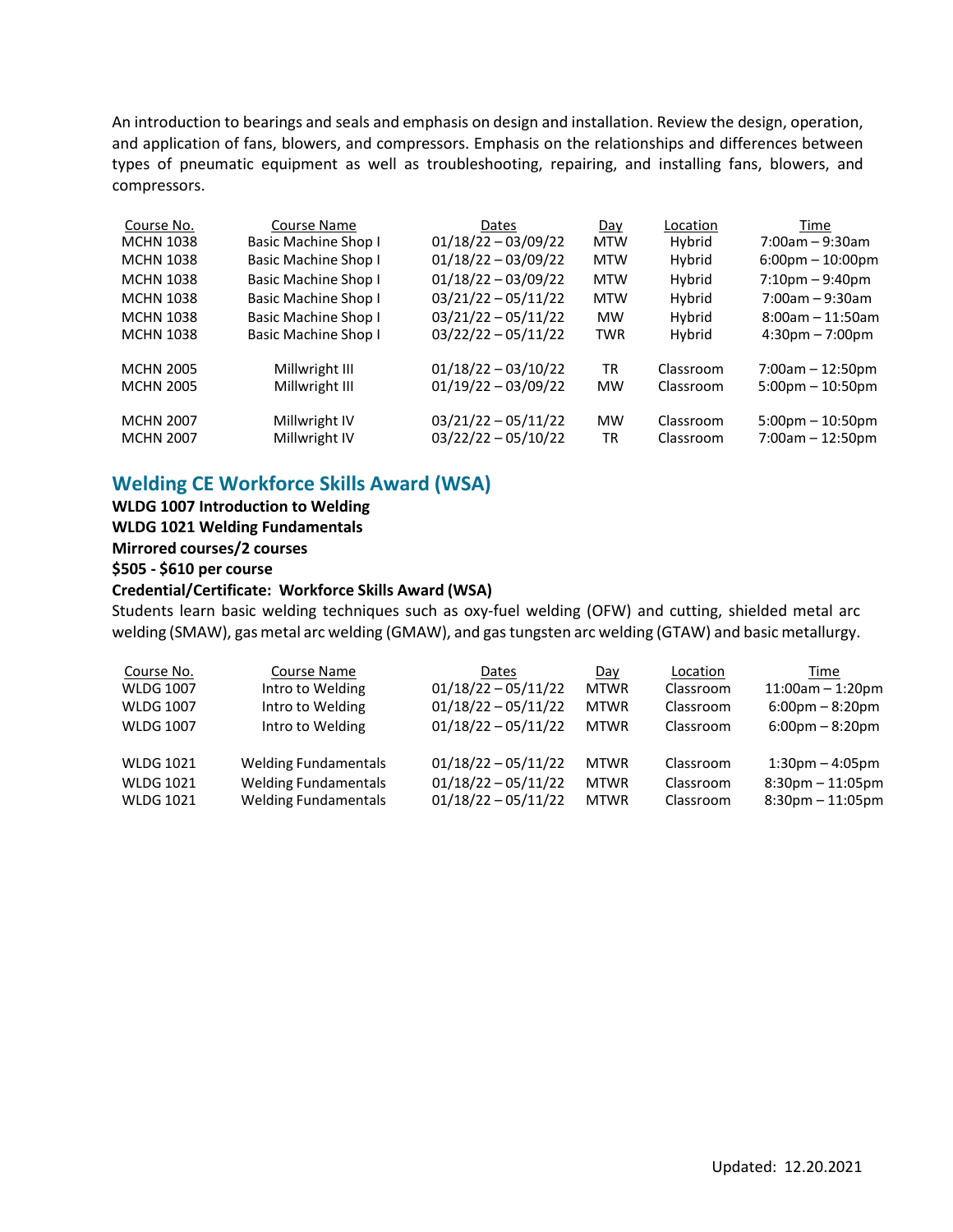An introduction to bearings and seals and emphasis on design and installation. Review the design, operation, and application of fans, blowers, and compressors. Emphasis on the relationships and differences between types of pneumatic equipment as well as troubleshooting, repairing, and installing fans, blowers, and compressors.

| Course No. | Course Name | Dates | Day | Location | Time |
|---|---|---|---|---|---|
| MCHN 1038 | Basic Machine Shop I | 01/18/22 – 03/09/22 | MTW | Hybrid | 7:00am – 9:30am |
| MCHN 1038 | Basic Machine Shop I | 01/18/22 – 03/09/22 | MTW | Hybrid | 6:00pm – 10:00pm |
| MCHN 1038 | Basic Machine Shop I | 01/18/22 – 03/09/22 | MTW | Hybrid | 7:10pm – 9:40pm |
| MCHN 1038 | Basic Machine Shop I | 03/21/22 – 05/11/22 | MTW | Hybrid | 7:00am – 9:30am |
| MCHN 1038 | Basic Machine Shop I | 03/21/22 – 05/11/22 | MW | Hybrid | 8:00am – 11:50am |
| MCHN 1038 | Basic Machine Shop I | 03/22/22 – 05/11/22 | TWR | Hybrid | 4:30pm – 7:00pm |
| MCHN 2005 | Millwright III | 01/18/22 – 03/10/22 | TR | Classroom | 7:00am – 12:50pm |
| MCHN 2005 | Millwright III | 01/19/22 – 03/09/22 | MW | Classroom | 5:00pm – 10:50pm |
| MCHN 2007 | Millwright IV | 03/21/22 – 05/11/22 | MW | Classroom | 5:00pm – 10:50pm |
| MCHN 2007 | Millwright IV | 03/22/22 – 05/10/22 | TR | Classroom | 7:00am – 12:50pm |

## Welding CE Workforce Skills Award (WSA)

**WLDG 1007 Introduction to Welding**
**WLDG 1021 Welding Fundamentals**
**Mirrored courses/2 courses**
**$505 - $610 per course**
**Credential/Certificate: Workforce Skills Award (WSA)**

Students learn basic welding techniques such as oxy-fuel welding (OFW) and cutting, shielded metal arc welding (SMAW), gas metal arc welding (GMAW), and gas tungsten arc welding (GTAW) and basic metallurgy.

| Course No. | Course Name | Dates | Day | Location | Time |
|---|---|---|---|---|---|
| WLDG 1007 | Intro to Welding | 01/18/22 – 05/11/22 | MTWR | Classroom | 11:00am – 1:20pm |
| WLDG 1007 | Intro to Welding | 01/18/22 – 05/11/22 | MTWR | Classroom | 6:00pm – 8:20pm |
| WLDG 1007 | Intro to Welding | 01/18/22 – 05/11/22 | MTWR | Classroom | 6:00pm – 8:20pm |
| WLDG 1021 | Welding Fundamentals | 01/18/22 – 05/11/22 | MTWR | Classroom | 1:30pm – 4:05pm |
| WLDG 1021 | Welding Fundamentals | 01/18/22 – 05/11/22 | MTWR | Classroom | 8:30pm – 11:05pm |
| WLDG 1021 | Welding Fundamentals | 01/18/22 – 05/11/22 | MTWR | Classroom | 8:30pm – 11:05pm |

Updated: 12.20.2021